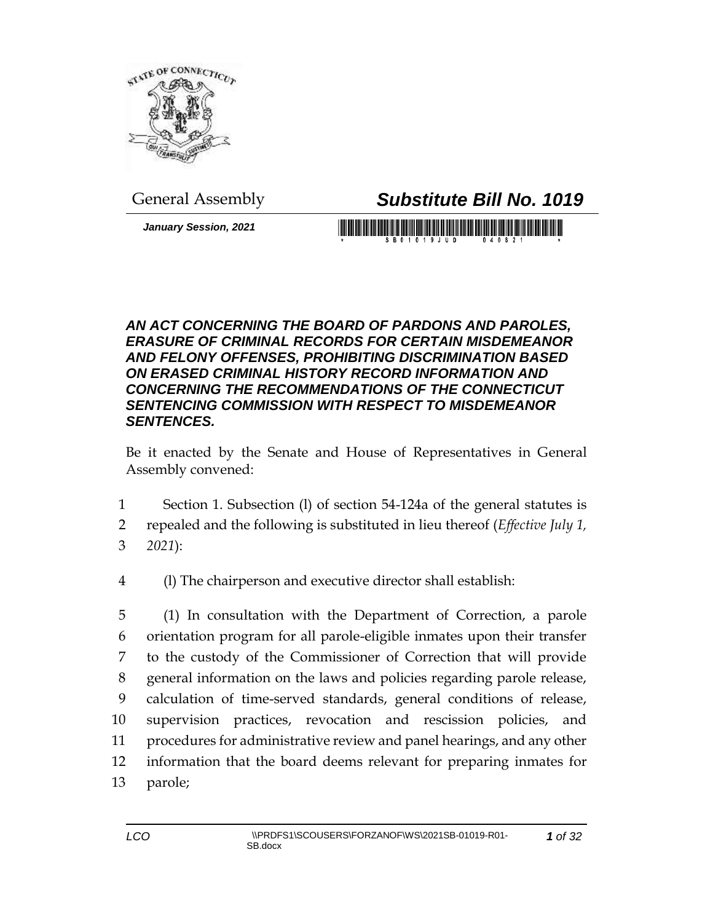General Assembly

# *Substitute Bill No. 1019*

***January Session, 2021***

## *AN ACT CONCERNING THE BOARD OF PARDONS AND PAROLES, ERASURE OF CRIMINAL RECORDS FOR CERTAIN MISDEMEANOR AND FELONY OFFENSES, PROHIBITING DISCRIMINATION BASED ON ERASED CRIMINAL HISTORY RECORD INFORMATION AND CONCERNING THE RECOMMENDATIONS OF THE CONNECTICUT SENTENCING COMMISSION WITH RESPECT TO MISDEMEANOR SENTENCES.*

Be it enacted by the Senate and House of Representatives in General Assembly convened:

1 Section 1. Subsection (l) of section 54-124a of the general statutes is
2 repealed and the following is substituted in lieu thereof (*Effective July 1,*
3 *2021*):

4 (l) The chairperson and executive director shall establish:

5 (1) In consultation with the Department of Correction, a parole
6 orientation program for all parole-eligible inmates upon their transfer
7 to the custody of the Commissioner of Correction that will provide
8 general information on the laws and policies regarding parole release,
9 calculation of time-served standards, general conditions of release,
10 supervision practices, revocation and rescission policies, and
11 procedures for administrative review and panel hearings, and any other
12 information that the board deems relevant for preparing inmates for
13 parole;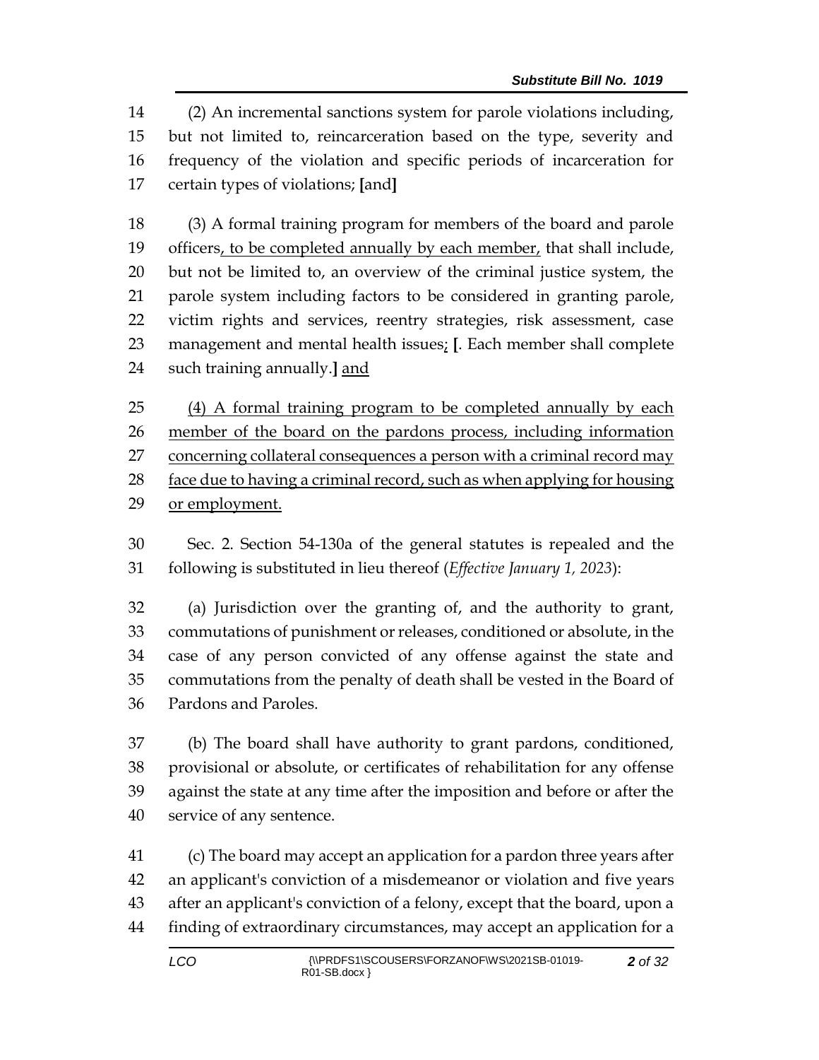(2) An incremental sanctions system for parole violations including, but not limited to, reincarceration based on the type, severity and frequency of the violation and specific periods of incarceration for certain types of violations; **[**and**]**

(3) A formal training program for members of the board and parole officers<u>, to be completed annually by each member,</u> that shall include, but not be limited to, an overview of the criminal justice system, the parole system including factors to be considered in granting parole, victim rights and services, reentry strategies, risk assessment, case management and mental health issues<u>;</u> **[**. Each member shall complete such training annually.**]** <u>and</u>

<u>(4) A formal training program to be completed annually by each member of the board on the pardons process, including information concerning collateral consequences a person with a criminal record may face due to having a criminal record, such as when applying for housing or employment.</u>

Sec. 2. Section 54-130a of the general statutes is repealed and the following is substituted in lieu thereof (*Effective January 1, 2023*):

(a) Jurisdiction over the granting of, and the authority to grant, commutations of punishment or releases, conditioned or absolute, in the case of any person convicted of any offense against the state and commutations from the penalty of death shall be vested in the Board of Pardons and Paroles.

(b) The board shall have authority to grant pardons, conditioned, provisional or absolute, or certificates of rehabilitation for any offense against the state at any time after the imposition and before or after the service of any sentence.

(c) The board may accept an application for a pardon three years after an applicant's conviction of a misdemeanor or violation and five years after an applicant's conviction of a felony, except that the board, upon a finding of extraordinary circumstances, may accept an application for a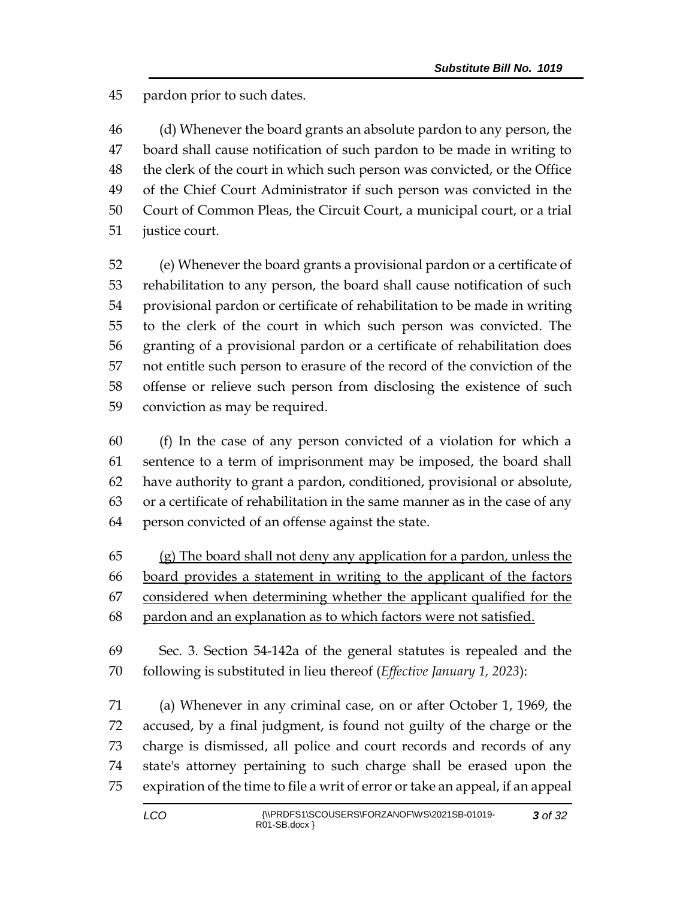pardon prior to such dates.

(d) Whenever the board grants an absolute pardon to any person, the board shall cause notification of such pardon to be made in writing to the clerk of the court in which such person was convicted, or the Office of the Chief Court Administrator if such person was convicted in the Court of Common Pleas, the Circuit Court, a municipal court, or a trial justice court.

(e) Whenever the board grants a provisional pardon or a certificate of rehabilitation to any person, the board shall cause notification of such provisional pardon or certificate of rehabilitation to be made in writing to the clerk of the court in which such person was convicted. The granting of a provisional pardon or a certificate of rehabilitation does not entitle such person to erasure of the record of the conviction of the offense or relieve such person from disclosing the existence of such conviction as may be required.

(f) In the case of any person convicted of a violation for which a sentence to a term of imprisonment may be imposed, the board shall have authority to grant a pardon, conditioned, provisional or absolute, or a certificate of rehabilitation in the same manner as in the case of any person convicted of an offense against the state.

<u>(g) The board shall not deny any application for a pardon, unless the board provides a statement in writing to the applicant of the factors considered when determining whether the applicant qualified for the pardon and an explanation as to which factors were not satisfied.</u>

Sec. 3. Section 54-142a of the general statutes is repealed and the following is substituted in lieu thereof (*Effective January 1, 2023*):

(a) Whenever in any criminal case, on or after October 1, 1969, the accused, by a final judgment, is found not guilty of the charge or the charge is dismissed, all police and court records and records of any state's attorney pertaining to such charge shall be erased upon the expiration of the time to file a writ of error or take an appeal, if an appeal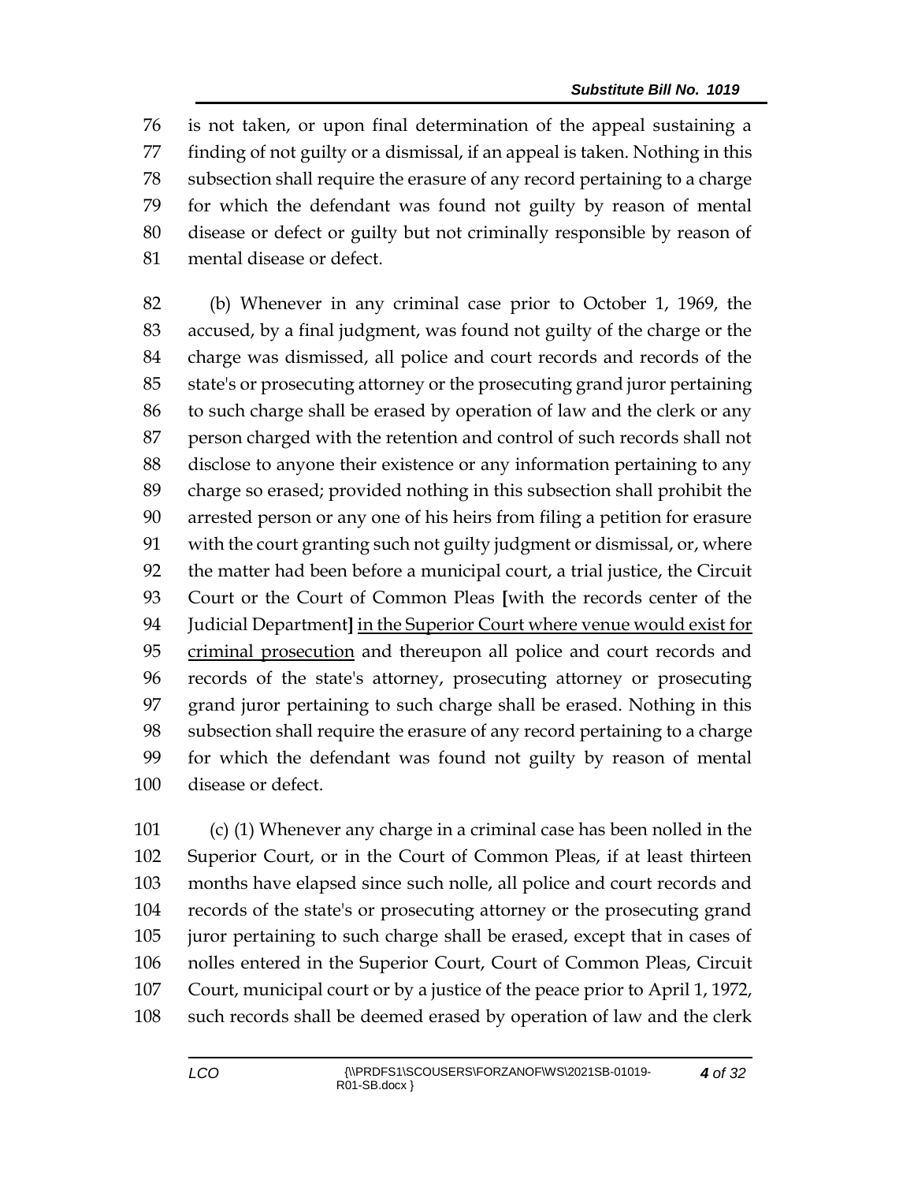is not taken, or upon final determination of the appeal sustaining a finding of not guilty or a dismissal, if an appeal is taken. Nothing in this subsection shall require the erasure of any record pertaining to a charge for which the defendant was found not guilty by reason of mental disease or defect or guilty but not criminally responsible by reason of mental disease or defect.

(b) Whenever in any criminal case prior to October 1, 1969, the accused, by a final judgment, was found not guilty of the charge or the charge was dismissed, all police and court records and records of the state's or prosecuting attorney or the prosecuting grand juror pertaining to such charge shall be erased by operation of law and the clerk or any person charged with the retention and control of such records shall not disclose to anyone their existence or any information pertaining to any charge so erased; provided nothing in this subsection shall prohibit the arrested person or any one of his heirs from filing a petition for erasure with the court granting such not guilty judgment or dismissal, or, where the matter had been before a municipal court, a trial justice, the Circuit Court or the Court of Common Pleas **[**with the records center of the Judicial Department**]** <u>in the Superior Court where venue would exist for criminal prosecution</u> and thereupon all police and court records and records of the state's attorney, prosecuting attorney or prosecuting grand juror pertaining to such charge shall be erased. Nothing in this subsection shall require the erasure of any record pertaining to a charge for which the defendant was found not guilty by reason of mental disease or defect.

(c) (1) Whenever any charge in a criminal case has been nolled in the Superior Court, or in the Court of Common Pleas, if at least thirteen months have elapsed since such nolle, all police and court records and records of the state's or prosecuting attorney or the prosecuting grand juror pertaining to such charge shall be erased, except that in cases of nolles entered in the Superior Court, Court of Common Pleas, Circuit Court, municipal court or by a justice of the peace prior to April 1, 1972, such records shall be deemed erased by operation of law and the clerk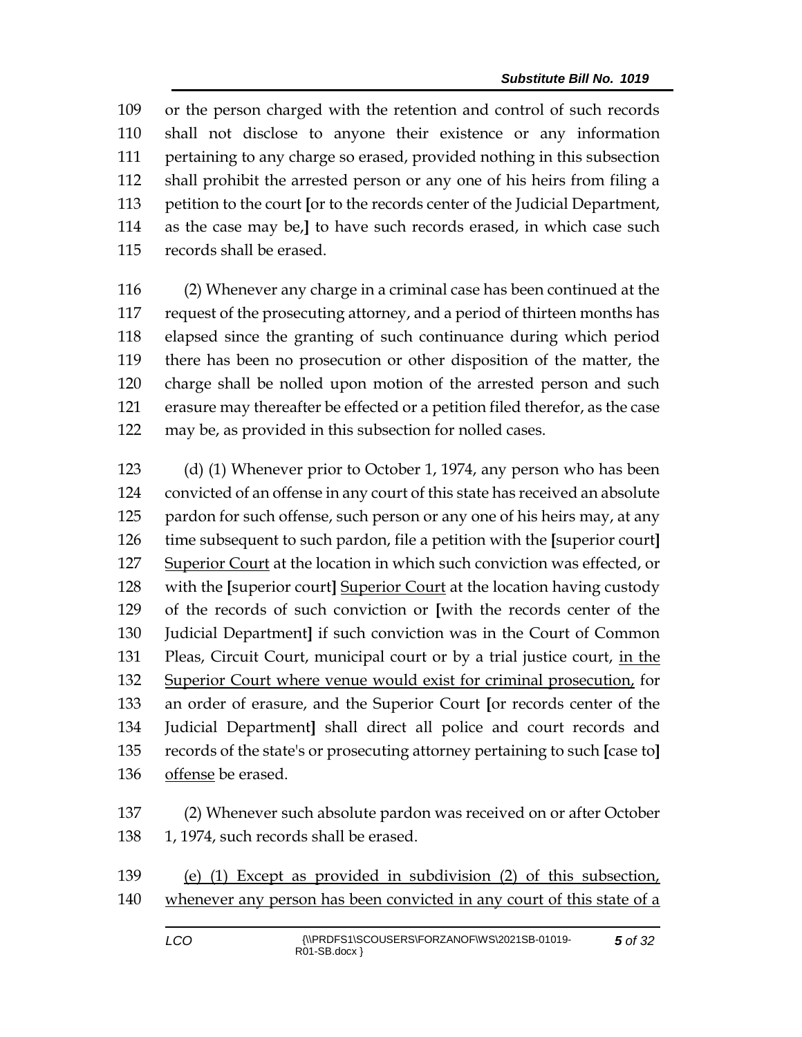109 or the person charged with the retention and control of such records
110 shall not disclose to anyone their existence or any information
111 pertaining to any charge so erased, provided nothing in this subsection
112 shall prohibit the arrested person or any one of his heirs from filing a
113 petition to the court [or to the records center of the Judicial Department,
114 as the case may be,] to have such records erased, in which case such
115 records shall be erased.

116 (2) Whenever any charge in a criminal case has been continued at the
117 request of the prosecuting attorney, and a period of thirteen months has
118 elapsed since the granting of such continuance during which period
119 there has been no prosecution or other disposition of the matter, the
120 charge shall be nolled upon motion of the arrested person and such
121 erasure may thereafter be effected or a petition filed therefor, as the case
122 may be, as provided in this subsection for nolled cases.

123 (d) (1) Whenever prior to October 1, 1974, any person who has been
124 convicted of an offense in any court of this state has received an absolute
125 pardon for such offense, such person or any one of his heirs may, at any
126 time subsequent to such pardon, file a petition with the [superior court]
127 <u>Superior Court</u> at the location in which such conviction was effected, or
128 with the [superior court] <u>Superior Court</u> at the location having custody
129 of the records of such conviction or [with the records center of the
130 Judicial Department] if such conviction was in the Court of Common
131 Pleas, Circuit Court, municipal court or by a trial justice court, <u>in the</u>
132 <u>Superior Court where venue would exist for criminal prosecution,</u> for
133 an order of erasure, and the Superior Court [or records center of the
134 Judicial Department] shall direct all police and court records and
135 records of the state's or prosecuting attorney pertaining to such [case to]
136 <u>offense</u> be erased.

137 (2) Whenever such absolute pardon was received on or after October
138 1, 1974, such records shall be erased.

139 <u>(e) (1) Except as provided in subdivision (2) of this subsection,</u>
140 <u>whenever any person has been convicted in any court of this state of a</u>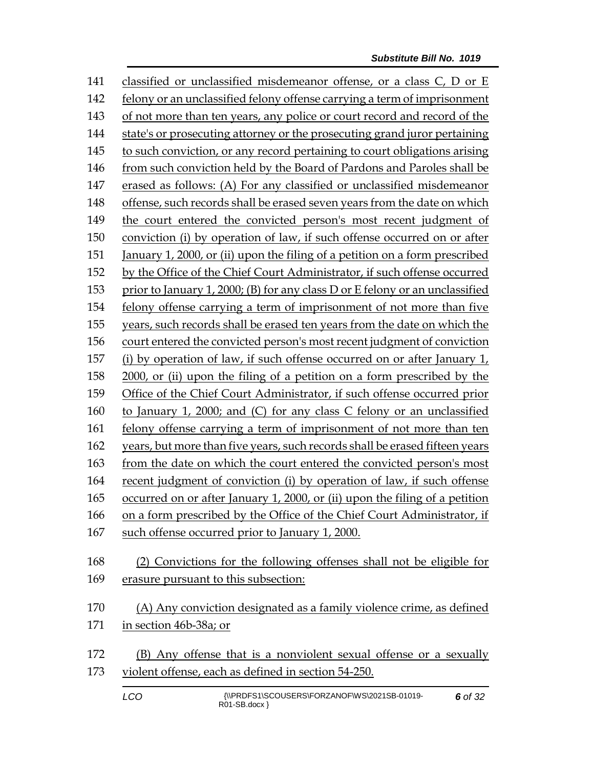classified or unclassified misdemeanor offense, or a class C, D or E felony or an unclassified felony offense carrying a term of imprisonment of not more than ten years, any police or court record and record of the state's or prosecuting attorney or the prosecuting grand juror pertaining to such conviction, or any record pertaining to court obligations arising from such conviction held by the Board of Pardons and Paroles shall be erased as follows: (A) For any classified or unclassified misdemeanor offense, such records shall be erased seven years from the date on which the court entered the convicted person's most recent judgment of conviction (i) by operation of law, if such offense occurred on or after January 1, 2000, or (ii) upon the filing of a petition on a form prescribed by the Office of the Chief Court Administrator, if such offense occurred prior to January 1, 2000; (B) for any class D or E felony or an unclassified felony offense carrying a term of imprisonment of not more than five years, such records shall be erased ten years from the date on which the court entered the convicted person's most recent judgment of conviction (i) by operation of law, if such offense occurred on or after January 1, 2000, or (ii) upon the filing of a petition on a form prescribed by the Office of the Chief Court Administrator, if such offense occurred prior to January 1, 2000; and (C) for any class C felony or an unclassified felony offense carrying a term of imprisonment of not more than ten years, but more than five years, such records shall be erased fifteen years from the date on which the court entered the convicted person's most recent judgment of conviction (i) by operation of law, if such offense occurred on or after January 1, 2000, or (ii) upon the filing of a petition on a form prescribed by the Office of the Chief Court Administrator, if such offense occurred prior to January 1, 2000.

(2) Convictions for the following offenses shall not be eligible for erasure pursuant to this subsection:

(A) Any conviction designated as a family violence crime, as defined in section 46b-38a; or

(B) Any offense that is a nonviolent sexual offense or a sexually violent offense, each as defined in section 54-250.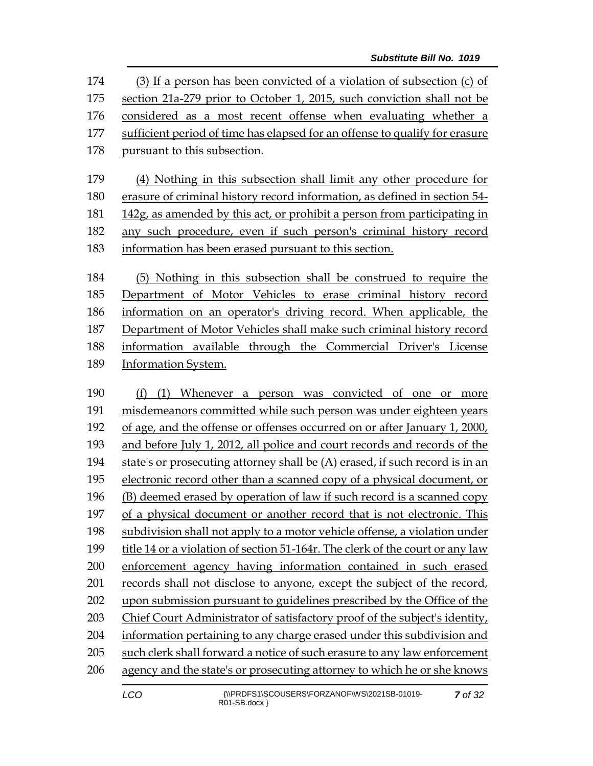(3) If a person has been convicted of a violation of subsection (c) of section 21a-279 prior to October 1, 2015, such conviction shall not be considered as a most recent offense when evaluating whether a sufficient period of time has elapsed for an offense to qualify for erasure pursuant to this subsection.

(4) Nothing in this subsection shall limit any other procedure for erasure of criminal history record information, as defined in section 54-142g, as amended by this act, or prohibit a person from participating in any such procedure, even if such person's criminal history record information has been erased pursuant to this section.

(5) Nothing in this subsection shall be construed to require the Department of Motor Vehicles to erase criminal history record information on an operator's driving record. When applicable, the Department of Motor Vehicles shall make such criminal history record information available through the Commercial Driver's License Information System.

(f) (1) Whenever a person was convicted of one or more misdemeanors committed while such person was under eighteen years of age, and the offense or offenses occurred on or after January 1, 2000, and before July 1, 2012, all police and court records and records of the state's or prosecuting attorney shall be (A) erased, if such record is in an electronic record other than a scanned copy of a physical document, or (B) deemed erased by operation of law if such record is a scanned copy of a physical document or another record that is not electronic. This subdivision shall not apply to a motor vehicle offense, a violation under title 14 or a violation of section 51-164r. The clerk of the court or any law enforcement agency having information contained in such erased records shall not disclose to anyone, except the subject of the record, upon submission pursuant to guidelines prescribed by the Office of the Chief Court Administrator of satisfactory proof of the subject's identity, information pertaining to any charge erased under this subdivision and such clerk shall forward a notice of such erasure to any law enforcement agency and the state's or prosecuting attorney to which he or she knows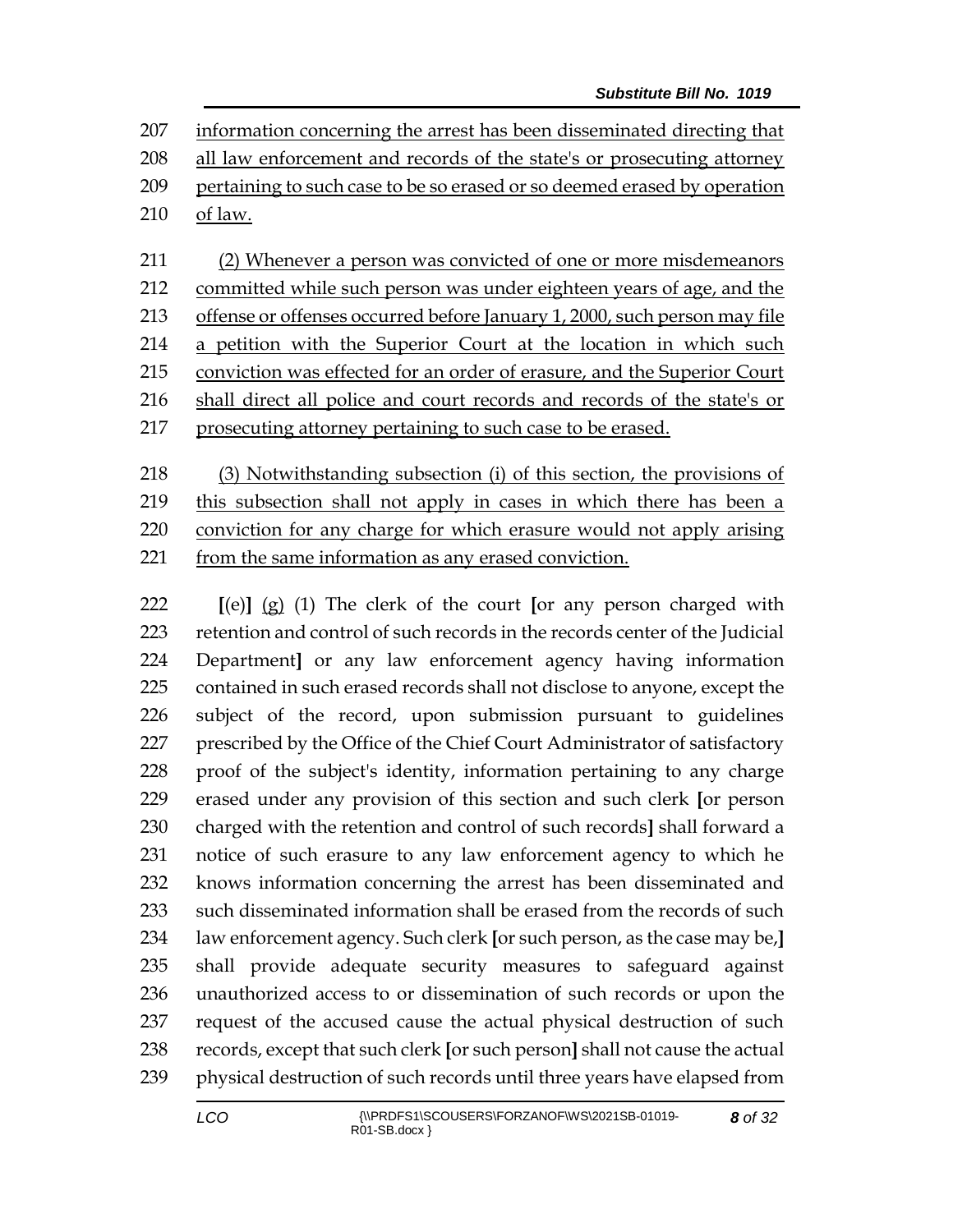information concerning the arrest has been disseminated directing that all law enforcement and records of the state's or prosecuting attorney pertaining to such case to be so erased or so deemed erased by operation of law.

(2) Whenever a person was convicted of one or more misdemeanors committed while such person was under eighteen years of age, and the offense or offenses occurred before January 1, 2000, such person may file a petition with the Superior Court at the location in which such conviction was effected for an order of erasure, and the Superior Court shall direct all police and court records and records of the state's or prosecuting attorney pertaining to such case to be erased.

(3) Notwithstanding subsection (i) of this section, the provisions of this subsection shall not apply in cases in which there has been a conviction for any charge for which erasure would not apply arising from the same information as any erased conviction.

[(e)] (g) (1) The clerk of the court [or any person charged with retention and control of such records in the records center of the Judicial Department] or any law enforcement agency having information contained in such erased records shall not disclose to anyone, except the subject of the record, upon submission pursuant to guidelines prescribed by the Office of the Chief Court Administrator of satisfactory proof of the subject's identity, information pertaining to any charge erased under any provision of this section and such clerk [or person charged with the retention and control of such records] shall forward a notice of such erasure to any law enforcement agency to which he knows information concerning the arrest has been disseminated and such disseminated information shall be erased from the records of such law enforcement agency. Such clerk [or such person, as the case may be,] shall provide adequate security measures to safeguard against unauthorized access to or dissemination of such records or upon the request of the accused cause the actual physical destruction of such records, except that such clerk [or such person] shall not cause the actual physical destruction of such records until three years have elapsed from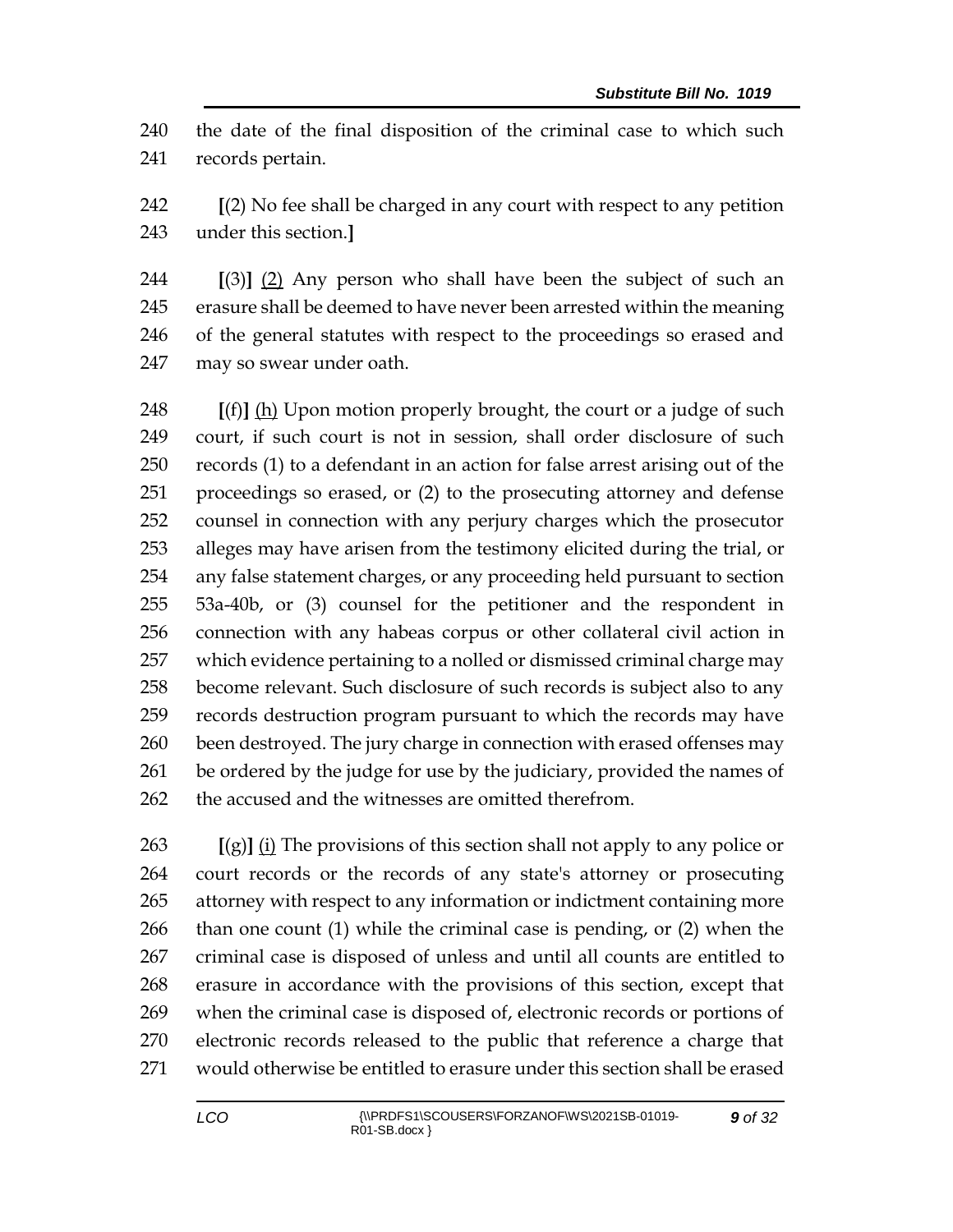240 the date of the final disposition of the criminal case to which such
241 records pertain.

242 [(2) No fee shall be charged in any court with respect to any petition
243 under this section.]

244 [(3)] (2) Any person who shall have been the subject of such an
245 erasure shall be deemed to have never been arrested within the meaning
246 of the general statutes with respect to the proceedings so erased and
247 may so swear under oath.

248 [(f)] (h) Upon motion properly brought, the court or a judge of such
249 court, if such court is not in session, shall order disclosure of such
250 records (1) to a defendant in an action for false arrest arising out of the
251 proceedings so erased, or (2) to the prosecuting attorney and defense
252 counsel in connection with any perjury charges which the prosecutor
253 alleges may have arisen from the testimony elicited during the trial, or
254 any false statement charges, or any proceeding held pursuant to section
255 53a-40b, or (3) counsel for the petitioner and the respondent in
256 connection with any habeas corpus or other collateral civil action in
257 which evidence pertaining to a nolled or dismissed criminal charge may
258 become relevant. Such disclosure of such records is subject also to any
259 records destruction program pursuant to which the records may have
260 been destroyed. The jury charge in connection with erased offenses may
261 be ordered by the judge for use by the judiciary, provided the names of
262 the accused and the witnesses are omitted therefrom.

263 [(g)] (i) The provisions of this section shall not apply to any police or
264 court records or the records of any state's attorney or prosecuting
265 attorney with respect to any information or indictment containing more
266 than one count (1) while the criminal case is pending, or (2) when the
267 criminal case is disposed of unless and until all counts are entitled to
268 erasure in accordance with the provisions of this section, except that
269 when the criminal case is disposed of, electronic records or portions of
270 electronic records released to the public that reference a charge that
271 would otherwise be entitled to erasure under this section shall be erased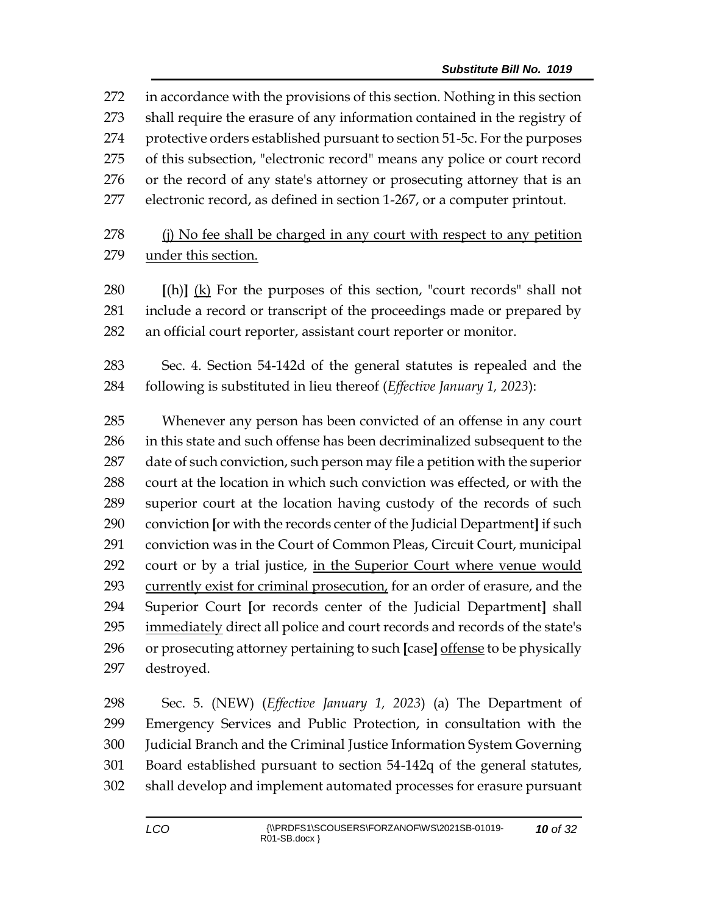in accordance with the provisions of this section. Nothing in this section shall require the erasure of any information contained in the registry of protective orders established pursuant to section 51-5c. For the purposes of this subsection, "electronic record" means any police or court record or the record of any state's attorney or prosecuting attorney that is an electronic record, as defined in section 1-267, or a computer printout.

<u>(j) No fee shall be charged in any court with respect to any petition under this section.</u>

**[**(h)**]** <u>(k)</u> For the purposes of this section, "court records" shall not include a record or transcript of the proceedings made or prepared by an official court reporter, assistant court reporter or monitor.

Sec. 4. Section 54-142d of the general statutes is repealed and the following is substituted in lieu thereof (*Effective January 1, 2023*):

Whenever any person has been convicted of an offense in any court in this state and such offense has been decriminalized subsequent to the date of such conviction, such person may file a petition with the superior court at the location in which such conviction was effected, or with the superior court at the location having custody of the records of such conviction **[**or with the records center of the Judicial Department**]** if such conviction was in the Court of Common Pleas, Circuit Court, municipal court or by a trial justice, <u>in the Superior Court where venue would currently exist for criminal prosecution,</u> for an order of erasure, and the Superior Court **[**or records center of the Judicial Department**]** shall <u>immediately</u> direct all police and court records and records of the state's or prosecuting attorney pertaining to such **[**case**]** <u>offense</u> to be physically destroyed.

Sec. 5. (NEW) (*Effective January 1, 2023*) (a) The Department of Emergency Services and Public Protection, in consultation with the Judicial Branch and the Criminal Justice Information System Governing Board established pursuant to section 54-142q of the general statutes, shall develop and implement automated processes for erasure pursuant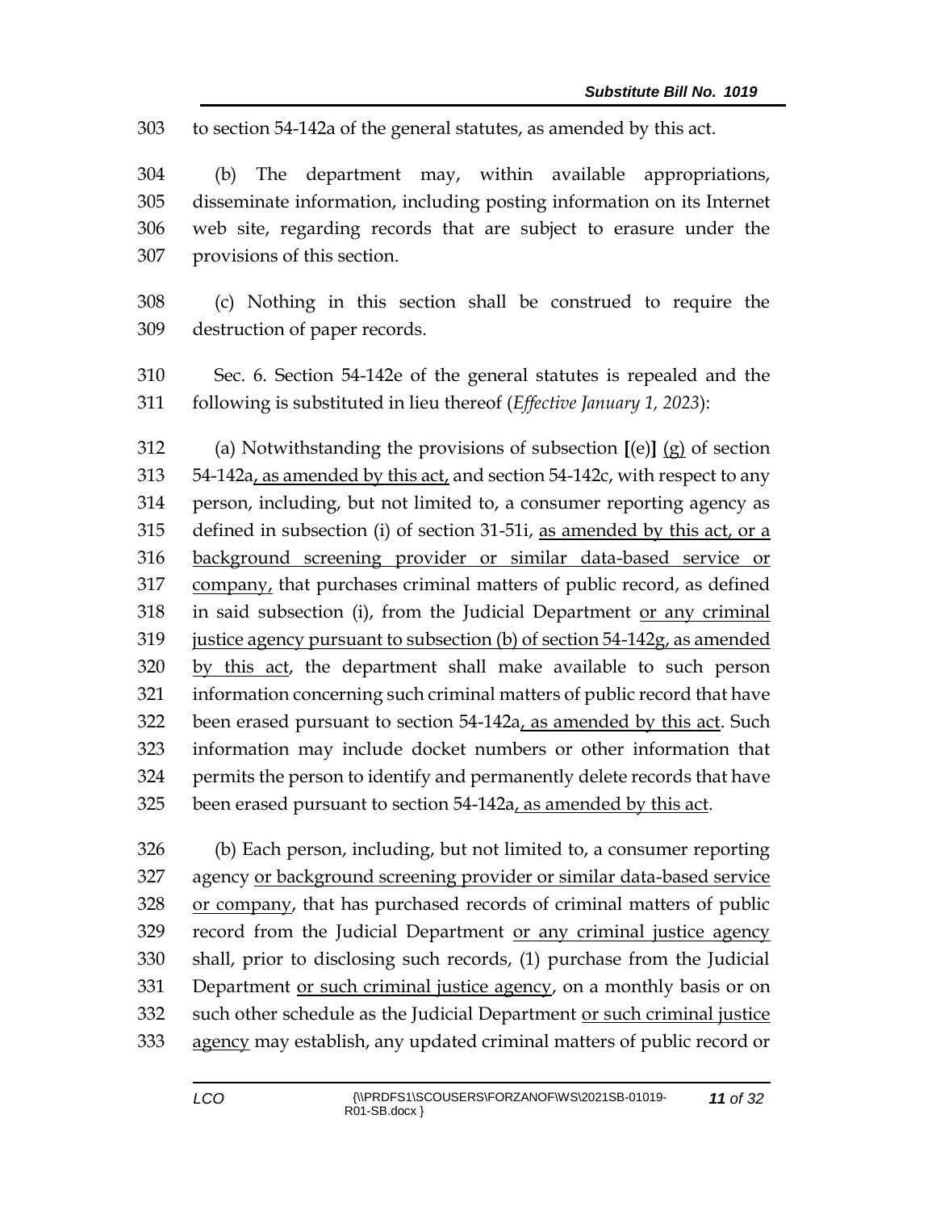303 to section 54-142a of the general statutes, as amended by this act.

304 (b) The department may, within available appropriations, 305 disseminate information, including posting information on its Internet 306 web site, regarding records that are subject to erasure under the 307 provisions of this section.

308 (c) Nothing in this section shall be construed to require the 309 destruction of paper records.

310 Sec. 6. Section 54-142e of the general statutes is repealed and the 311 following is substituted in lieu thereof (*Effective January 1, 2023*):

312 (a) Notwithstanding the provisions of subsection [(e)] <u>(g)</u> of section 313 54-142a<u>, as amended by this act,</u> and section 54-142c, with respect to any 314 person, including, but not limited to, a consumer reporting agency as 315 defined in subsection (i) of section 31-51i, <u>as amended by this act, or a</u> 316 <u>background screening provider or similar data-based service or</u> 317 <u>company,</u> that purchases criminal matters of public record, as defined 318 in said subsection (i), from the Judicial Department <u>or any criminal</u> 319 <u>justice agency pursuant to subsection (b) of section 54-142g, as amended</u> 320 <u>by this act</u>, the department shall make available to such person 321 information concerning such criminal matters of public record that have 322 been erased pursuant to section 54-142a<u>, as amended by this act</u>. Such 323 information may include docket numbers or other information that 324 permits the person to identify and permanently delete records that have 325 been erased pursuant to section 54-142a<u>, as amended by this act</u>.

326 (b) Each person, including, but not limited to, a consumer reporting 327 agency <u>or background screening provider or similar data-based service</u> 328 <u>or company</u>, that has purchased records of criminal matters of public 329 record from the Judicial Department <u>or any criminal justice agency</u> 330 shall, prior to disclosing such records, (1) purchase from the Judicial 331 Department <u>or such criminal justice agency</u>, on a monthly basis or on 332 such other schedule as the Judicial Department <u>or such criminal justice</u> 333 <u>agency</u> may establish, any updated criminal matters of public record or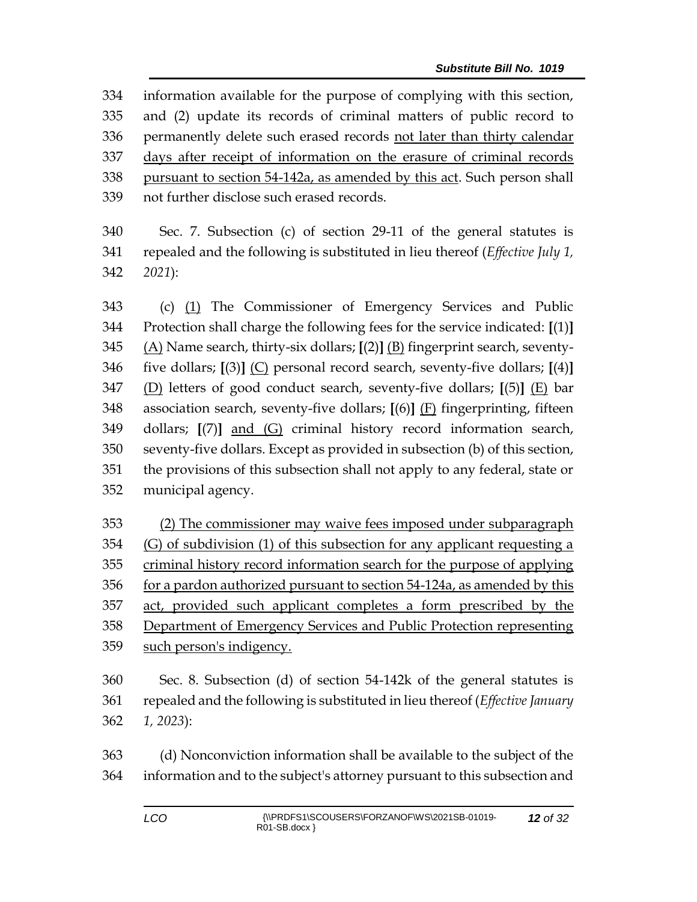information available for the purpose of complying with this section, and (2) update its records of criminal matters of public record to permanently delete such erased records not later than thirty calendar days after receipt of information on the erasure of criminal records pursuant to section 54-142a, as amended by this act. Such person shall not further disclose such erased records.

Sec. 7. Subsection (c) of section 29-11 of the general statutes is repealed and the following is substituted in lieu thereof (*Effective July 1, 2021*):

(c) (1) The Commissioner of Emergency Services and Public Protection shall charge the following fees for the service indicated: **[**(1)**]** (A) Name search, thirty-six dollars; **[**(2)**]** (B) fingerprint search, seventy-five dollars; **[**(3)**]** (C) personal record search, seventy-five dollars; **[**(4)**]** (D) letters of good conduct search, seventy-five dollars; **[**(5)**]** (E) bar association search, seventy-five dollars; **[**(6)**]** (F) fingerprinting, fifteen dollars; **[**(7)**]** and (G) criminal history record information search, seventy-five dollars. Except as provided in subsection (b) of this section, the provisions of this subsection shall not apply to any federal, state or municipal agency.

(2) The commissioner may waive fees imposed under subparagraph (G) of subdivision (1) of this subsection for any applicant requesting a criminal history record information search for the purpose of applying for a pardon authorized pursuant to section 54-124a, as amended by this act, provided such applicant completes a form prescribed by the Department of Emergency Services and Public Protection representing such person's indigency.

Sec. 8. Subsection (d) of section 54-142k of the general statutes is repealed and the following is substituted in lieu thereof (*Effective January 1, 2023*):

(d) Nonconviction information shall be available to the subject of the information and to the subject's attorney pursuant to this subsection and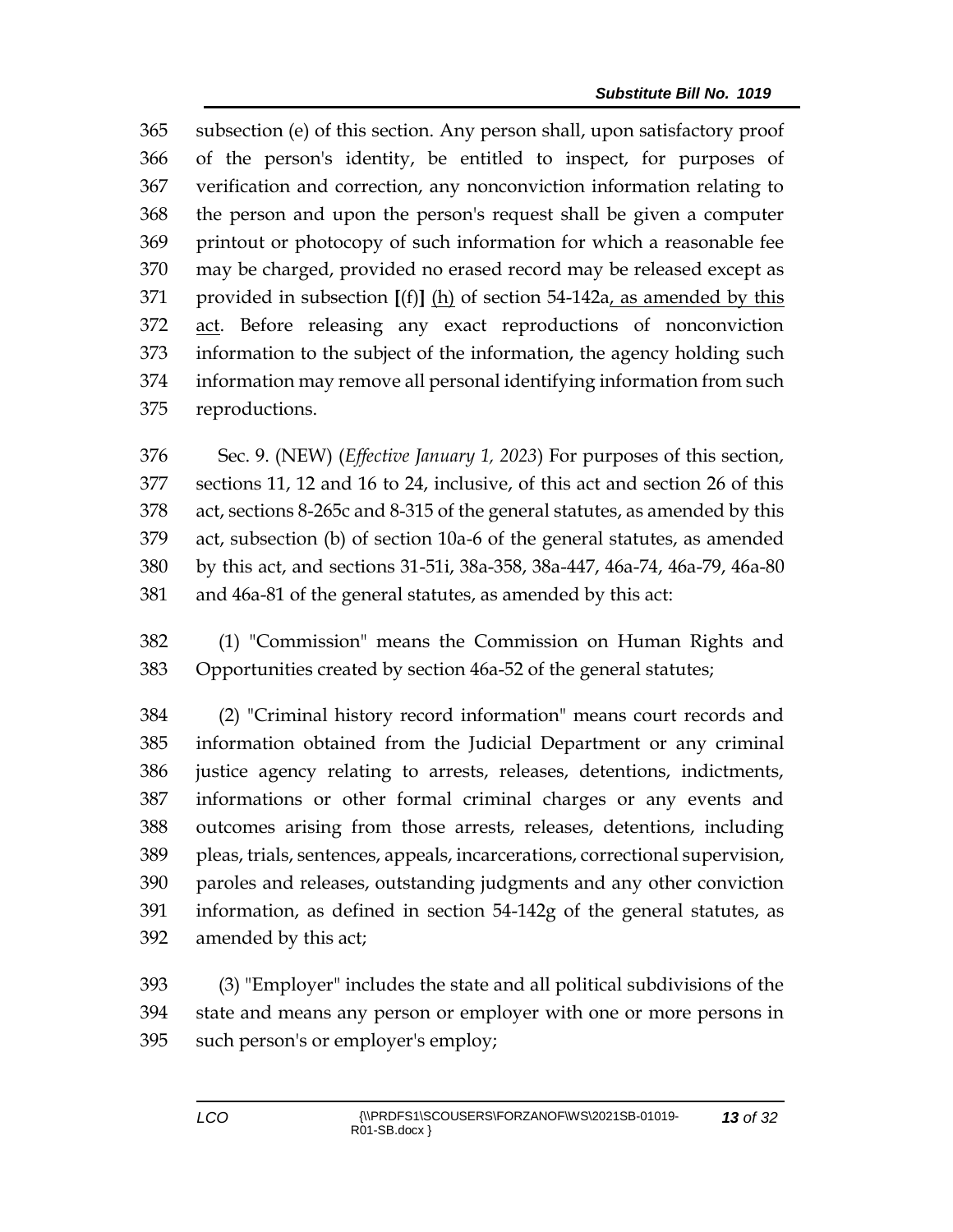365 subsection (e) of this section. Any person shall, upon satisfactory proof
366 of the person's identity, be entitled to inspect, for purposes of
367 verification and correction, any nonconviction information relating to
368 the person and upon the person's request shall be given a computer
369 printout or photocopy of such information for which a reasonable fee
370 may be charged, provided no erased record may be released except as
371 provided in subsection **[**(f)**]** <u>(h)</u> of section 54-142a<u>, as amended by this</u>
372 <u>act</u>. Before releasing any exact reproductions of nonconviction
373 information to the subject of the information, the agency holding such
374 information may remove all personal identifying information from such
375 reproductions.

376 Sec. 9. (NEW) (*Effective January 1, 2023*) For purposes of this section,
377 sections 11, 12 and 16 to 24, inclusive, of this act and section 26 of this
378 act, sections 8-265c and 8-315 of the general statutes, as amended by this
379 act, subsection (b) of section 10a-6 of the general statutes, as amended
380 by this act, and sections 31-51i, 38a-358, 38a-447, 46a-74, 46a-79, 46a-80
381 and 46a-81 of the general statutes, as amended by this act:

382 (1) "Commission" means the Commission on Human Rights and
383 Opportunities created by section 46a-52 of the general statutes;

384 (2) "Criminal history record information" means court records and
385 information obtained from the Judicial Department or any criminal
386 justice agency relating to arrests, releases, detentions, indictments,
387 informations or other formal criminal charges or any events and
388 outcomes arising from those arrests, releases, detentions, including
389 pleas, trials, sentences, appeals, incarcerations, correctional supervision,
390 paroles and releases, outstanding judgments and any other conviction
391 information, as defined in section 54-142g of the general statutes, as
392 amended by this act;

393 (3) "Employer" includes the state and all political subdivisions of the
394 state and means any person or employer with one or more persons in
395 such person's or employer's employ;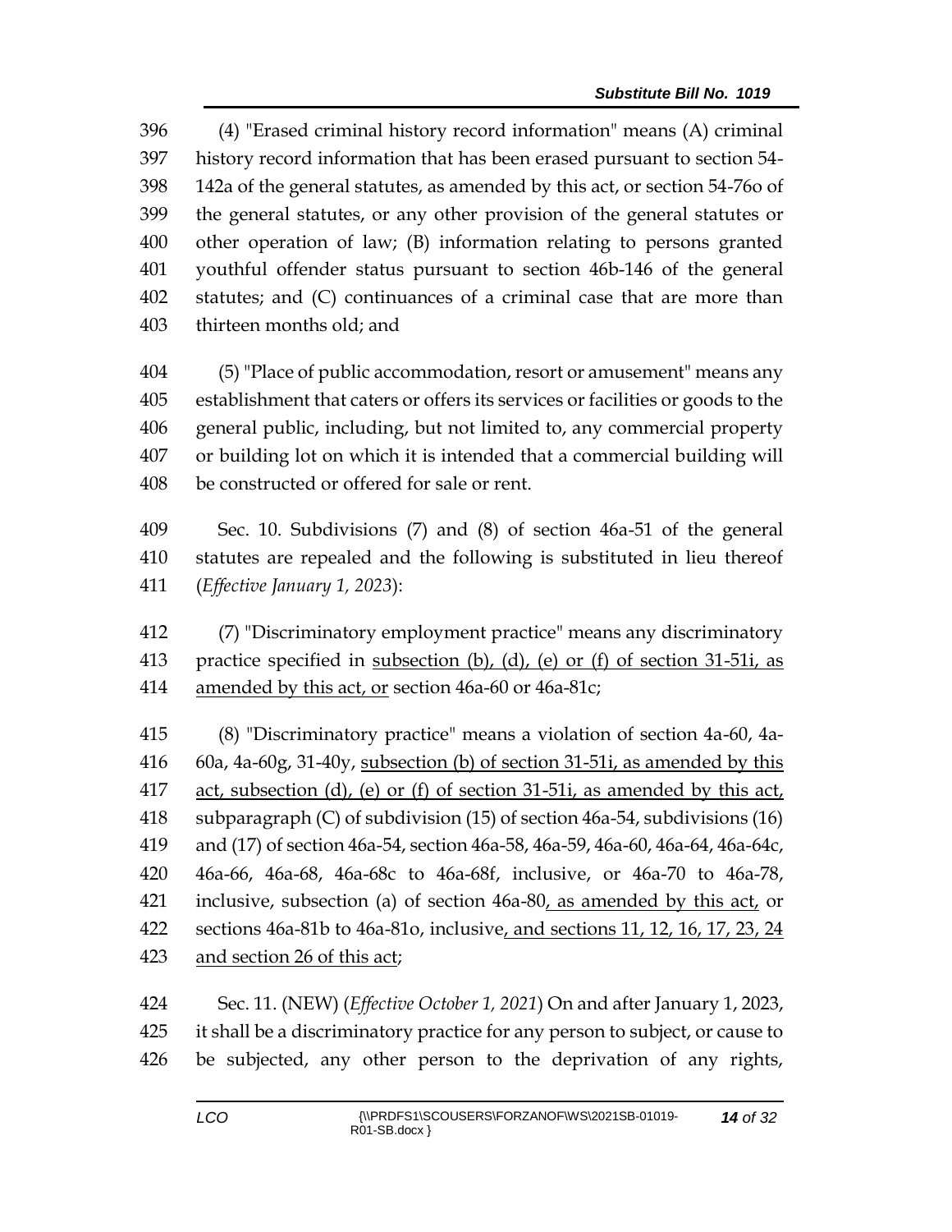(4) "Erased criminal history record information" means (A) criminal history record information that has been erased pursuant to section 54-142a of the general statutes, as amended by this act, or section 54-76o of the general statutes, or any other provision of the general statutes or other operation of law; (B) information relating to persons granted youthful offender status pursuant to section 46b-146 of the general statutes; and (C) continuances of a criminal case that are more than thirteen months old; and

(5) "Place of public accommodation, resort or amusement" means any establishment that caters or offers its services or facilities or goods to the general public, including, but not limited to, any commercial property or building lot on which it is intended that a commercial building will be constructed or offered for sale or rent.

Sec. 10. Subdivisions (7) and (8) of section 46a-51 of the general statutes are repealed and the following is substituted in lieu thereof (*Effective January 1, 2023*):

(7) "Discriminatory employment practice" means any discriminatory practice specified in <u>subsection (b), (d), (e) or (f) of section 31-51i, as amended by this act, or</u> section 46a-60 or 46a-81c;

(8) "Discriminatory practice" means a violation of section 4a-60, 4a-60a, 4a-60g, 31-40y, <u>subsection (b) of section 31-51i, as amended by this act, subsection (d), (e) or (f) of section 31-51i, as amended by this act,</u> subparagraph (C) of subdivision (15) of section 46a-54, subdivisions (16) and (17) of section 46a-54, section 46a-58, 46a-59, 46a-60, 46a-64, 46a-64c, 46a-66, 46a-68, 46a-68c to 46a-68f, inclusive, or 46a-70 to 46a-78, inclusive, subsection (a) of section 46a-80<u>, as amended by this act,</u> or sections 46a-81b to 46a-81o, inclusive<u>, and sections 11, 12, 16, 17, 23, 24 and section 26 of this act</u>;

Sec. 11. (NEW) (*Effective October 1, 2021*) On and after January 1, 2023, it shall be a discriminatory practice for any person to subject, or cause to be subjected, any other person to the deprivation of any rights,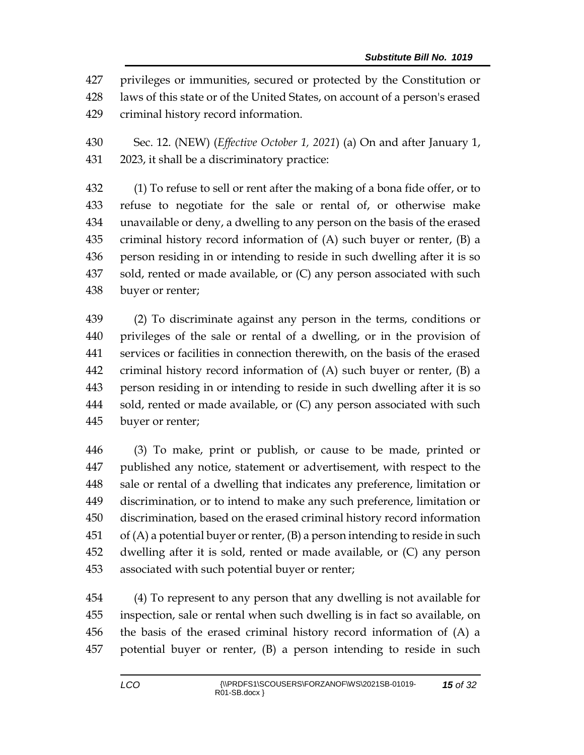privileges or immunities, secured or protected by the Constitution or laws of this state or of the United States, on account of a person's erased criminal history record information.

Sec. 12. (NEW) (*Effective October 1, 2021*) (a) On and after January 1, 2023, it shall be a discriminatory practice:

(1) To refuse to sell or rent after the making of a bona fide offer, or to refuse to negotiate for the sale or rental of, or otherwise make unavailable or deny, a dwelling to any person on the basis of the erased criminal history record information of (A) such buyer or renter, (B) a person residing in or intending to reside in such dwelling after it is so sold, rented or made available, or (C) any person associated with such buyer or renter;

(2) To discriminate against any person in the terms, conditions or privileges of the sale or rental of a dwelling, or in the provision of services or facilities in connection therewith, on the basis of the erased criminal history record information of (A) such buyer or renter, (B) a person residing in or intending to reside in such dwelling after it is so sold, rented or made available, or (C) any person associated with such buyer or renter;

(3) To make, print or publish, or cause to be made, printed or published any notice, statement or advertisement, with respect to the sale or rental of a dwelling that indicates any preference, limitation or discrimination, or to intend to make any such preference, limitation or discrimination, based on the erased criminal history record information of (A) a potential buyer or renter, (B) a person intending to reside in such dwelling after it is sold, rented or made available, or (C) any person associated with such potential buyer or renter;

(4) To represent to any person that any dwelling is not available for inspection, sale or rental when such dwelling is in fact so available, on the basis of the erased criminal history record information of (A) a potential buyer or renter, (B) a person intending to reside in such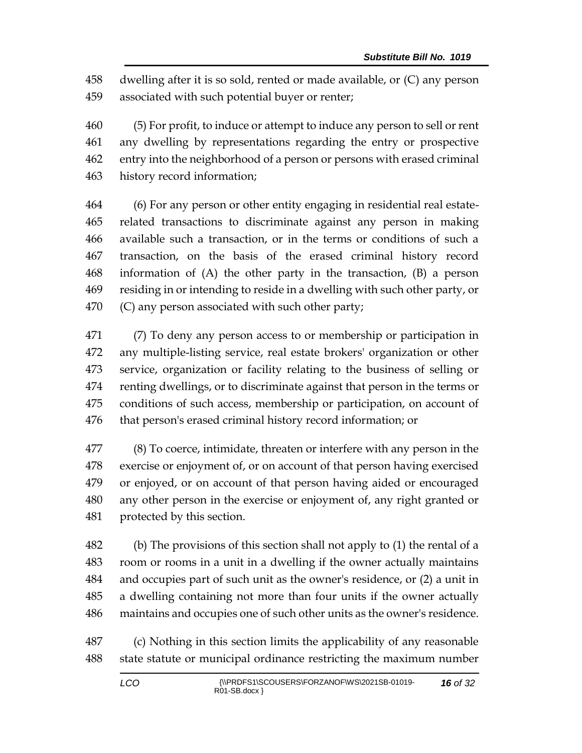dwelling after it is so sold, rented or made available, or (C) any person associated with such potential buyer or renter;

(5) For profit, to induce or attempt to induce any person to sell or rent any dwelling by representations regarding the entry or prospective entry into the neighborhood of a person or persons with erased criminal history record information;

(6) For any person or other entity engaging in residential real estate-related transactions to discriminate against any person in making available such a transaction, or in the terms or conditions of such a transaction, on the basis of the erased criminal history record information of (A) the other party in the transaction, (B) a person residing in or intending to reside in a dwelling with such other party, or (C) any person associated with such other party;

(7) To deny any person access to or membership or participation in any multiple-listing service, real estate brokers' organization or other service, organization or facility relating to the business of selling or renting dwellings, or to discriminate against that person in the terms or conditions of such access, membership or participation, on account of that person's erased criminal history record information; or

(8) To coerce, intimidate, threaten or interfere with any person in the exercise or enjoyment of, or on account of that person having exercised or enjoyed, or on account of that person having aided or encouraged any other person in the exercise or enjoyment of, any right granted or protected by this section.

(b) The provisions of this section shall not apply to (1) the rental of a room or rooms in a unit in a dwelling if the owner actually maintains and occupies part of such unit as the owner's residence, or (2) a unit in a dwelling containing not more than four units if the owner actually maintains and occupies one of such other units as the owner's residence.

(c) Nothing in this section limits the applicability of any reasonable state statute or municipal ordinance restricting the maximum number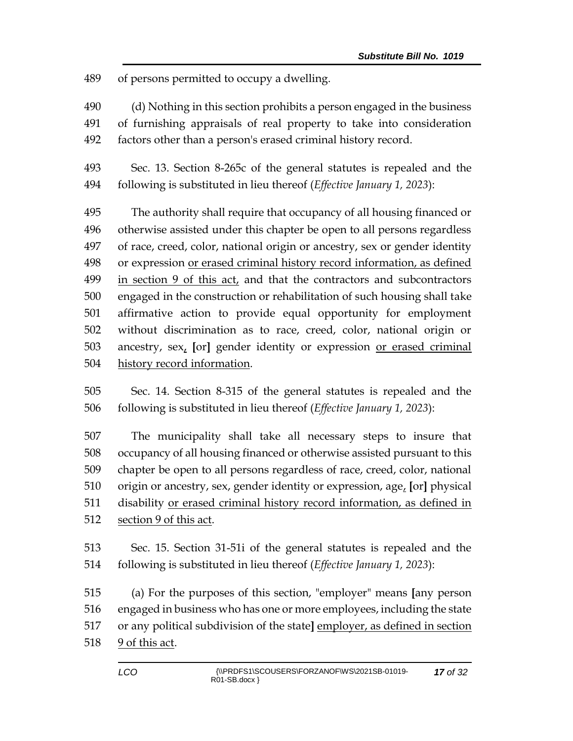of persons permitted to occupy a dwelling.

(d) Nothing in this section prohibits a person engaged in the business of furnishing appraisals of real property to take into consideration factors other than a person's erased criminal history record.

Sec. 13. Section 8-265c of the general statutes is repealed and the following is substituted in lieu thereof (*Effective January 1, 2023*):

The authority shall require that occupancy of all housing financed or otherwise assisted under this chapter be open to all persons regardless of race, creed, color, national origin or ancestry, sex or gender identity or expression <u>or erased criminal history record information, as defined in section 9 of this act,</u> and that the contractors and subcontractors engaged in the construction or rehabilitation of such housing shall take affirmative action to provide equal opportunity for employment without discrimination as to race, creed, color, national origin or ancestry, sex<u>,</u> **[**or**]** gender identity or expression <u>or erased criminal history record information</u>.

Sec. 14. Section 8-315 of the general statutes is repealed and the following is substituted in lieu thereof (*Effective January 1, 2023*):

The municipality shall take all necessary steps to insure that occupancy of all housing financed or otherwise assisted pursuant to this chapter be open to all persons regardless of race, creed, color, national origin or ancestry, sex, gender identity or expression, age<u>,</u> **[**or**]** physical disability <u>or erased criminal history record information, as defined in section 9 of this act</u>.

Sec. 15. Section 31-51i of the general statutes is repealed and the following is substituted in lieu thereof (*Effective January 1, 2023*):

(a) For the purposes of this section, "employer" means **[**any person engaged in business who has one or more employees, including the state or any political subdivision of the state**]** <u>employer, as defined in section 9 of this act</u>.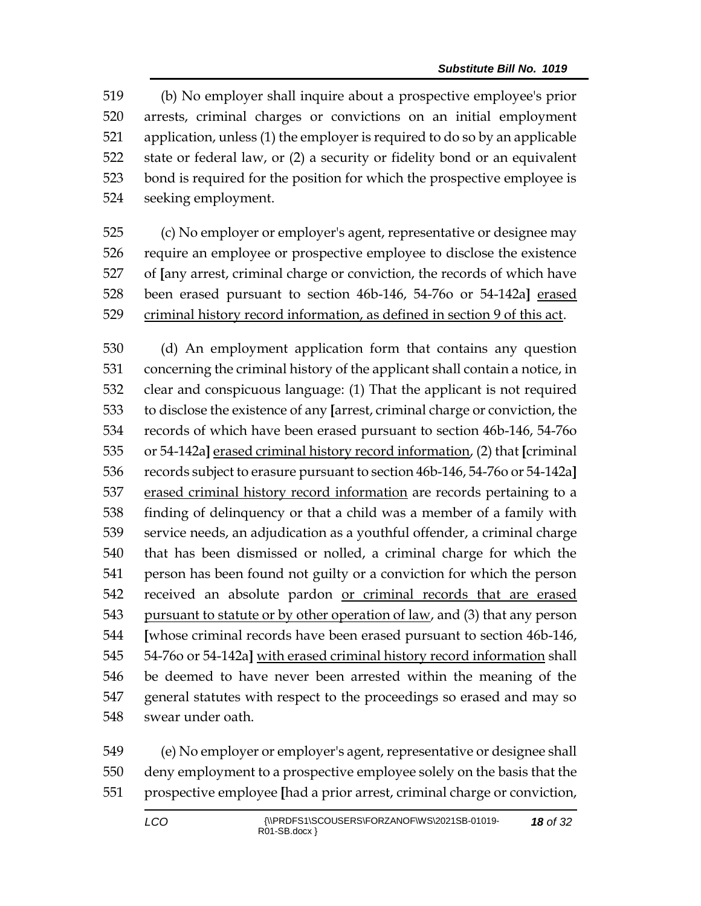(b) No employer shall inquire about a prospective employee's prior arrests, criminal charges or convictions on an initial employment application, unless (1) the employer is required to do so by an applicable state or federal law, or (2) a security or fidelity bond or an equivalent bond is required for the position for which the prospective employee is seeking employment.

(c) No employer or employer's agent, representative or designee may require an employee or prospective employee to disclose the existence of [any arrest, criminal charge or conviction, the records of which have been erased pursuant to section 46b-146, 54-76o or 54-142a] <u>erased criminal history record information, as defined in section 9 of this act</u>.

(d) An employment application form that contains any question concerning the criminal history of the applicant shall contain a notice, in clear and conspicuous language: (1) That the applicant is not required to disclose the existence of any [arrest, criminal charge or conviction, the records of which have been erased pursuant to section 46b-146, 54-76o or 54-142a] <u>erased criminal history record information</u>, (2) that [criminal records subject to erasure pursuant to section 46b-146, 54-76o or 54-142a] <u>erased criminal history record information</u> are records pertaining to a finding of delinquency or that a child was a member of a family with service needs, an adjudication as a youthful offender, a criminal charge that has been dismissed or nolled, a criminal charge for which the person has been found not guilty or a conviction for which the person received an absolute pardon <u>or criminal records that are erased pursuant to statute or by other operation of law</u>, and (3) that any person [whose criminal records have been erased pursuant to section 46b-146, 54-76o or 54-142a] <u>with erased criminal history record information</u> shall be deemed to have never been arrested within the meaning of the general statutes with respect to the proceedings so erased and may so swear under oath.

(e) No employer or employer's agent, representative or designee shall deny employment to a prospective employee solely on the basis that the prospective employee [had a prior arrest, criminal charge or conviction,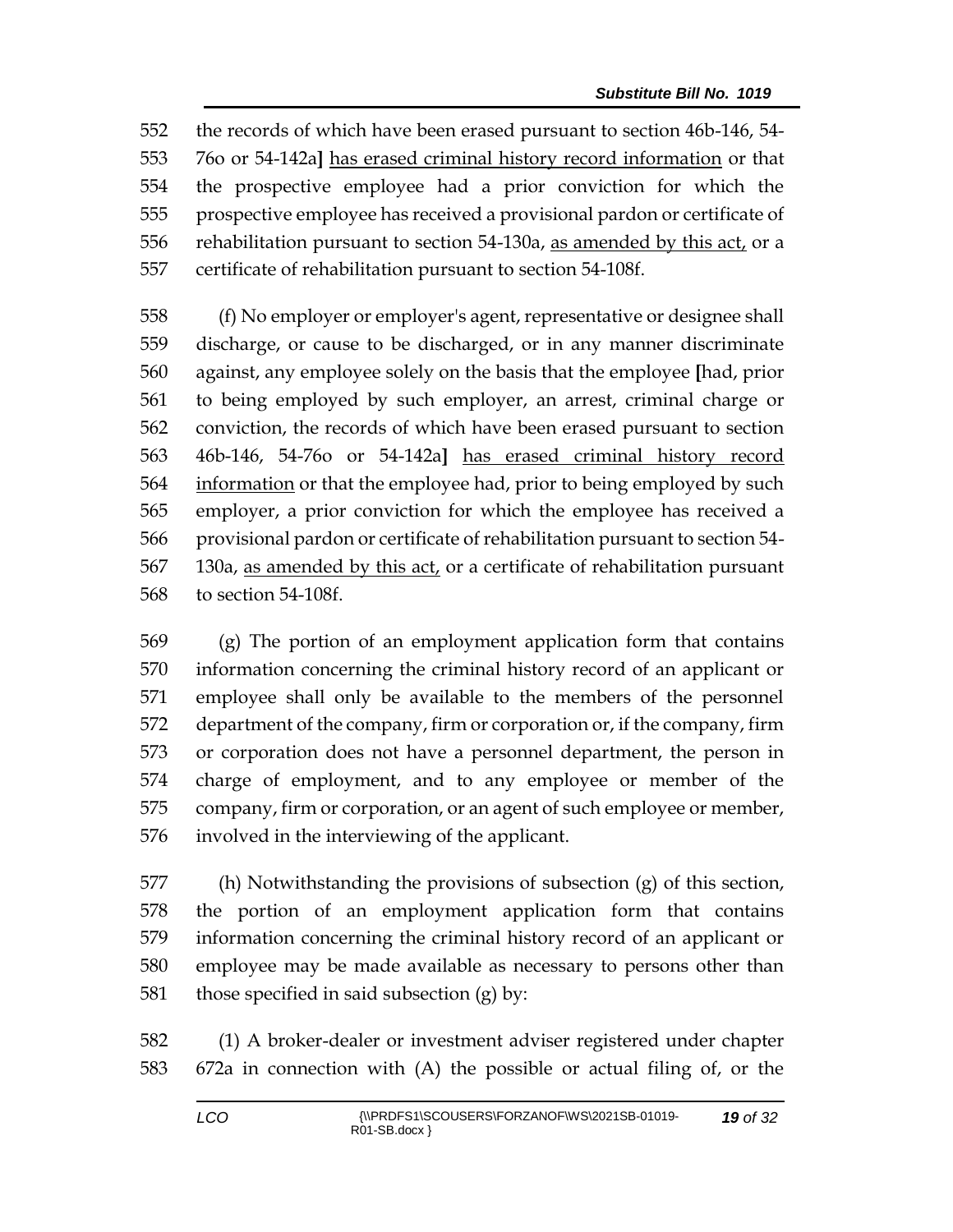the records of which have been erased pursuant to section 46b-146, 54-76o or 54-142a] has erased criminal history record information or that the prospective employee had a prior conviction for which the prospective employee has received a provisional pardon or certificate of rehabilitation pursuant to section 54-130a, as amended by this act, or a certificate of rehabilitation pursuant to section 54-108f.

(f) No employer or employer's agent, representative or designee shall discharge, or cause to be discharged, or in any manner discriminate against, any employee solely on the basis that the employee [had, prior to being employed by such employer, an arrest, criminal charge or conviction, the records of which have been erased pursuant to section 46b-146, 54-76o or 54-142a] has erased criminal history record information or that the employee had, prior to being employed by such employer, a prior conviction for which the employee has received a provisional pardon or certificate of rehabilitation pursuant to section 54-130a, as amended by this act, or a certificate of rehabilitation pursuant to section 54-108f.

(g) The portion of an employment application form that contains information concerning the criminal history record of an applicant or employee shall only be available to the members of the personnel department of the company, firm or corporation or, if the company, firm or corporation does not have a personnel department, the person in charge of employment, and to any employee or member of the company, firm or corporation, or an agent of such employee or member, involved in the interviewing of the applicant.

(h) Notwithstanding the provisions of subsection (g) of this section, the portion of an employment application form that contains information concerning the criminal history record of an applicant or employee may be made available as necessary to persons other than those specified in said subsection (g) by:

(1) A broker-dealer or investment adviser registered under chapter 672a in connection with (A) the possible or actual filing of, or the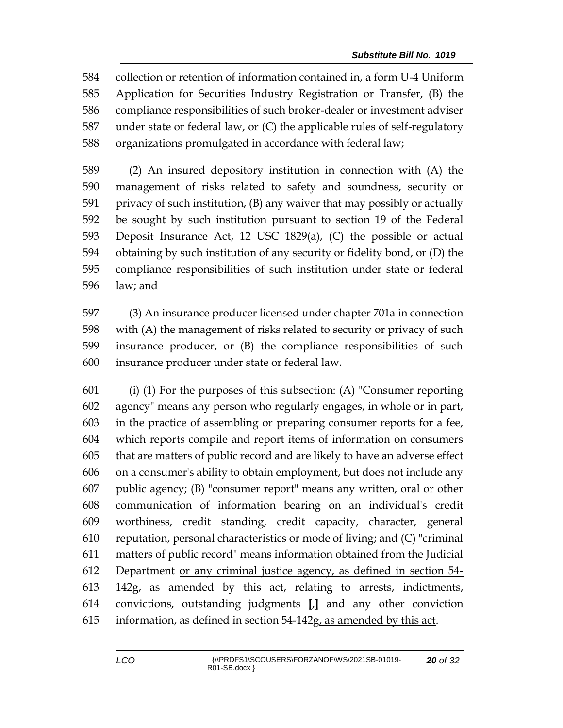collection or retention of information contained in, a form U-4 Uniform Application for Securities Industry Registration or Transfer, (B) the compliance responsibilities of such broker-dealer or investment adviser under state or federal law, or (C) the applicable rules of self-regulatory organizations promulgated in accordance with federal law;

(2) An insured depository institution in connection with (A) the management of risks related to safety and soundness, security or privacy of such institution, (B) any waiver that may possibly or actually be sought by such institution pursuant to section 19 of the Federal Deposit Insurance Act, 12 USC 1829(a), (C) the possible or actual obtaining by such institution of any security or fidelity bond, or (D) the compliance responsibilities of such institution under state or federal law; and

(3) An insurance producer licensed under chapter 701a in connection with (A) the management of risks related to security or privacy of such insurance producer, or (B) the compliance responsibilities of such insurance producer under state or federal law.

(i) (1) For the purposes of this subsection: (A) "Consumer reporting agency" means any person who regularly engages, in whole or in part, in the practice of assembling or preparing consumer reports for a fee, which reports compile and report items of information on consumers that are matters of public record and are likely to have an adverse effect on a consumer's ability to obtain employment, but does not include any public agency; (B) "consumer report" means any written, oral or other communication of information bearing on an individual's credit worthiness, credit standing, credit capacity, character, general reputation, personal characteristics or mode of living; and (C) "criminal matters of public record" means information obtained from the Judicial Department <u>or any criminal justice agency, as defined in section 54-142g, as amended by this act,</u> relating to arrests, indictments, convictions, outstanding judgments **[**,**]** and any other conviction information, as defined in section 54-142g<u>, as amended by this act</u>.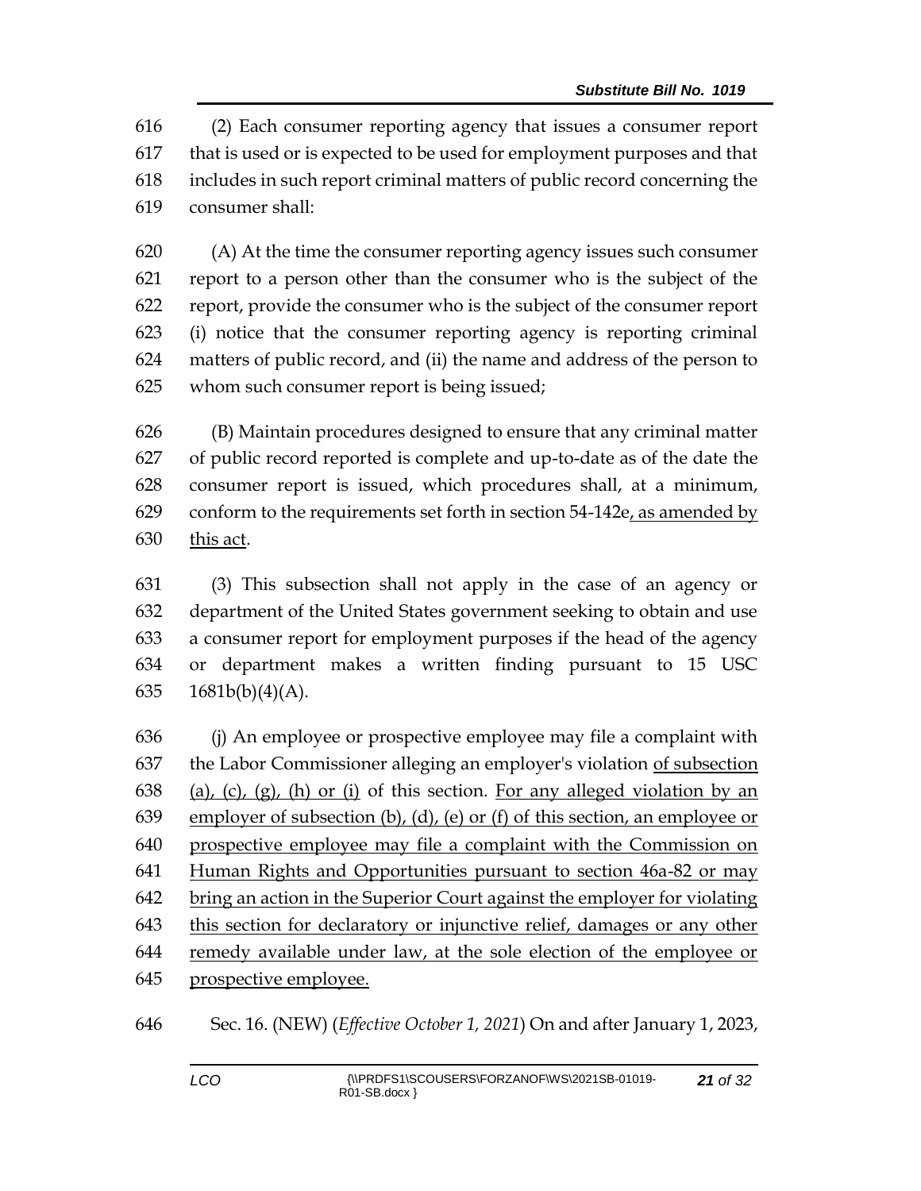(2) Each consumer reporting agency that issues a consumer report that is used or is expected to be used for employment purposes and that includes in such report criminal matters of public record concerning the consumer shall:

(A) At the time the consumer reporting agency issues such consumer report to a person other than the consumer who is the subject of the report, provide the consumer who is the subject of the consumer report (i) notice that the consumer reporting agency is reporting criminal matters of public record, and (ii) the name and address of the person to whom such consumer report is being issued;

(B) Maintain procedures designed to ensure that any criminal matter of public record reported is complete and up-to-date as of the date the consumer report is issued, which procedures shall, at a minimum, conform to the requirements set forth in section 54-142e<u>, as amended by this act</u>.

(3) This subsection shall not apply in the case of an agency or department of the United States government seeking to obtain and use a consumer report for employment purposes if the head of the agency or department makes a written finding pursuant to 15 USC 1681b(b)(4)(A).

(j) An employee or prospective employee may file a complaint with the Labor Commissioner alleging an employer's violation <u>of subsection (a), (c), (g), (h) or (i)</u> of this section. <u>For any alleged violation by an employer of subsection (b), (d), (e) or (f) of this section, an employee or prospective employee may file a complaint with the Commission on Human Rights and Opportunities pursuant to section 46a-82 or may bring an action in the Superior Court against the employer for violating this section for declaratory or injunctive relief, damages or any other remedy available under law, at the sole election of the employee or prospective employee.</u>

Sec. 16. (NEW) (*Effective October 1, 2021*) On and after January 1, 2023,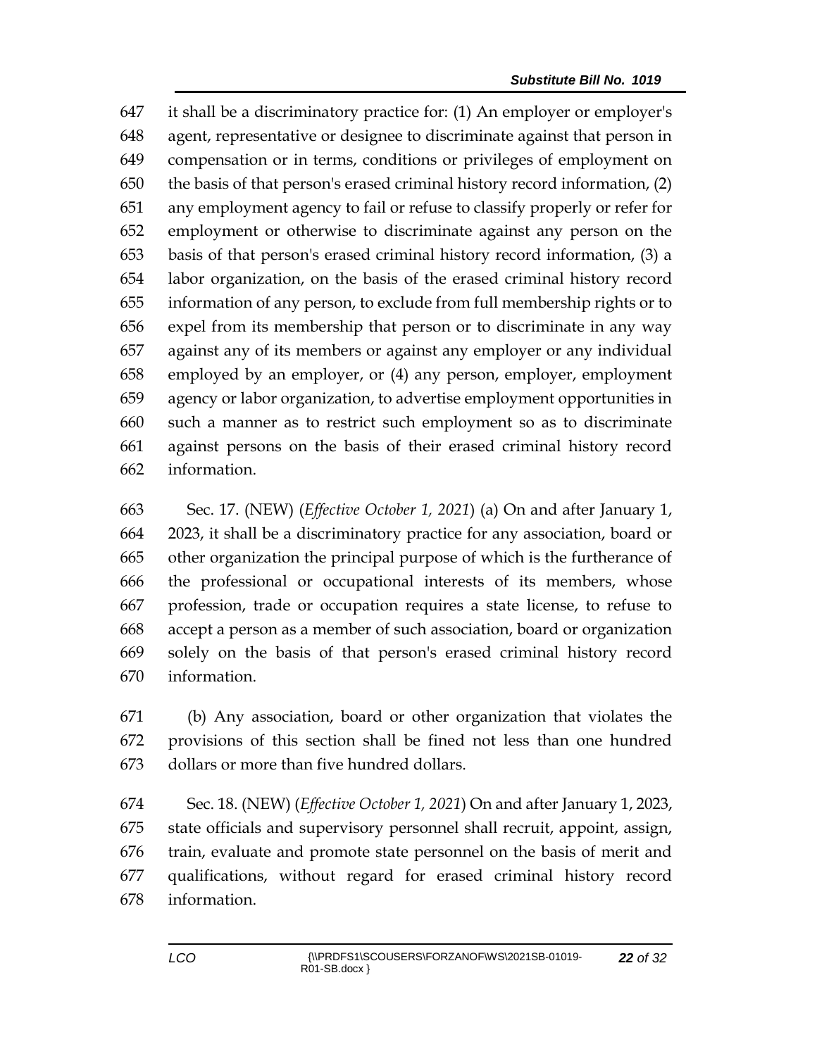it shall be a discriminatory practice for: (1) An employer or employer's agent, representative or designee to discriminate against that person in compensation or in terms, conditions or privileges of employment on the basis of that person's erased criminal history record information, (2) any employment agency to fail or refuse to classify properly or refer for employment or otherwise to discriminate against any person on the basis of that person's erased criminal history record information, (3) a labor organization, on the basis of the erased criminal history record information of any person, to exclude from full membership rights or to expel from its membership that person or to discriminate in any way against any of its members or against any employer or any individual employed by an employer, or (4) any person, employer, employment agency or labor organization, to advertise employment opportunities in such a manner as to restrict such employment so as to discriminate against persons on the basis of their erased criminal history record information.

Sec. 17. (NEW) (*Effective October 1, 2021*) (a) On and after January 1, 2023, it shall be a discriminatory practice for any association, board or other organization the principal purpose of which is the furtherance of the professional or occupational interests of its members, whose profession, trade or occupation requires a state license, to refuse to accept a person as a member of such association, board or organization solely on the basis of that person's erased criminal history record information.

(b) Any association, board or other organization that violates the provisions of this section shall be fined not less than one hundred dollars or more than five hundred dollars.

Sec. 18. (NEW) (*Effective October 1, 2021*) On and after January 1, 2023, state officials and supervisory personnel shall recruit, appoint, assign, train, evaluate and promote state personnel on the basis of merit and qualifications, without regard for erased criminal history record information.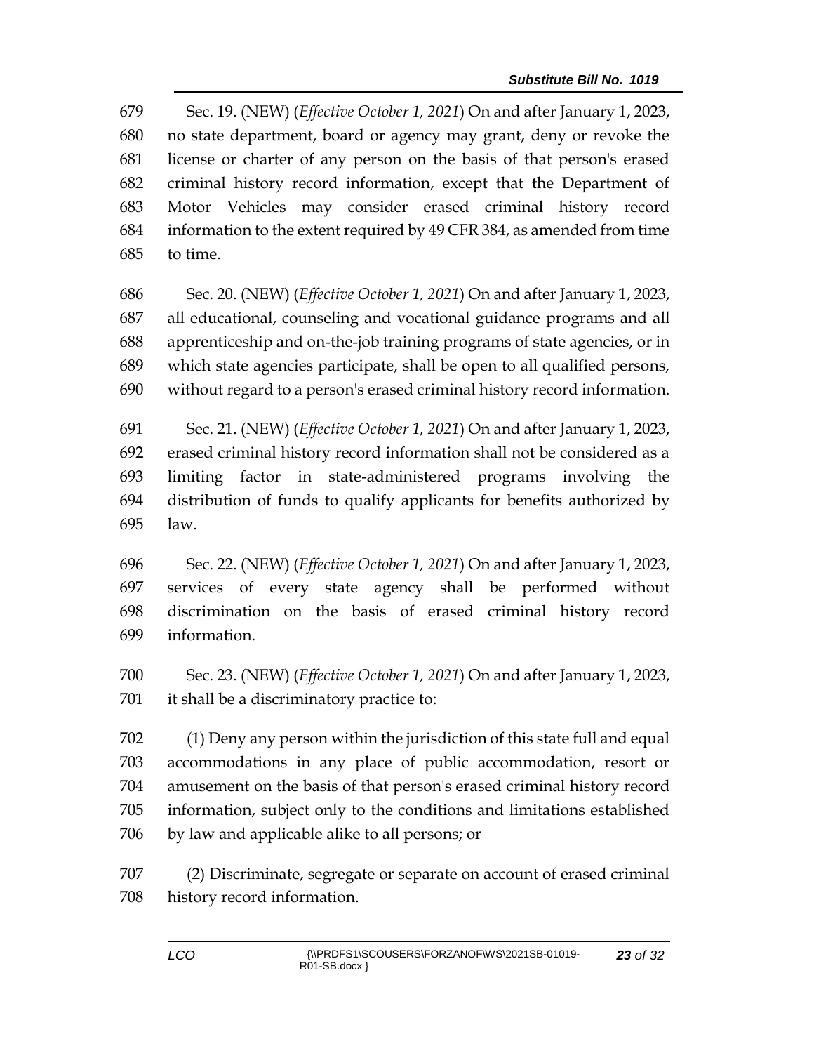Sec. 19. (NEW) (*Effective October 1, 2021*) On and after January 1, 2023, no state department, board or agency may grant, deny or revoke the license or charter of any person on the basis of that person's erased criminal history record information, except that the Department of Motor Vehicles may consider erased criminal history record information to the extent required by 49 CFR 384, as amended from time to time.

Sec. 20. (NEW) (*Effective October 1, 2021*) On and after January 1, 2023, all educational, counseling and vocational guidance programs and all apprenticeship and on-the-job training programs of state agencies, or in which state agencies participate, shall be open to all qualified persons, without regard to a person's erased criminal history record information.

Sec. 21. (NEW) (*Effective October 1, 2021*) On and after January 1, 2023, erased criminal history record information shall not be considered as a limiting factor in state-administered programs involving the distribution of funds to qualify applicants for benefits authorized by law.

Sec. 22. (NEW) (*Effective October 1, 2021*) On and after January 1, 2023, services of every state agency shall be performed without discrimination on the basis of erased criminal history record information.

Sec. 23. (NEW) (*Effective October 1, 2021*) On and after January 1, 2023, it shall be a discriminatory practice to:

(1) Deny any person within the jurisdiction of this state full and equal accommodations in any place of public accommodation, resort or amusement on the basis of that person's erased criminal history record information, subject only to the conditions and limitations established by law and applicable alike to all persons; or

(2) Discriminate, segregate or separate on account of erased criminal history record information.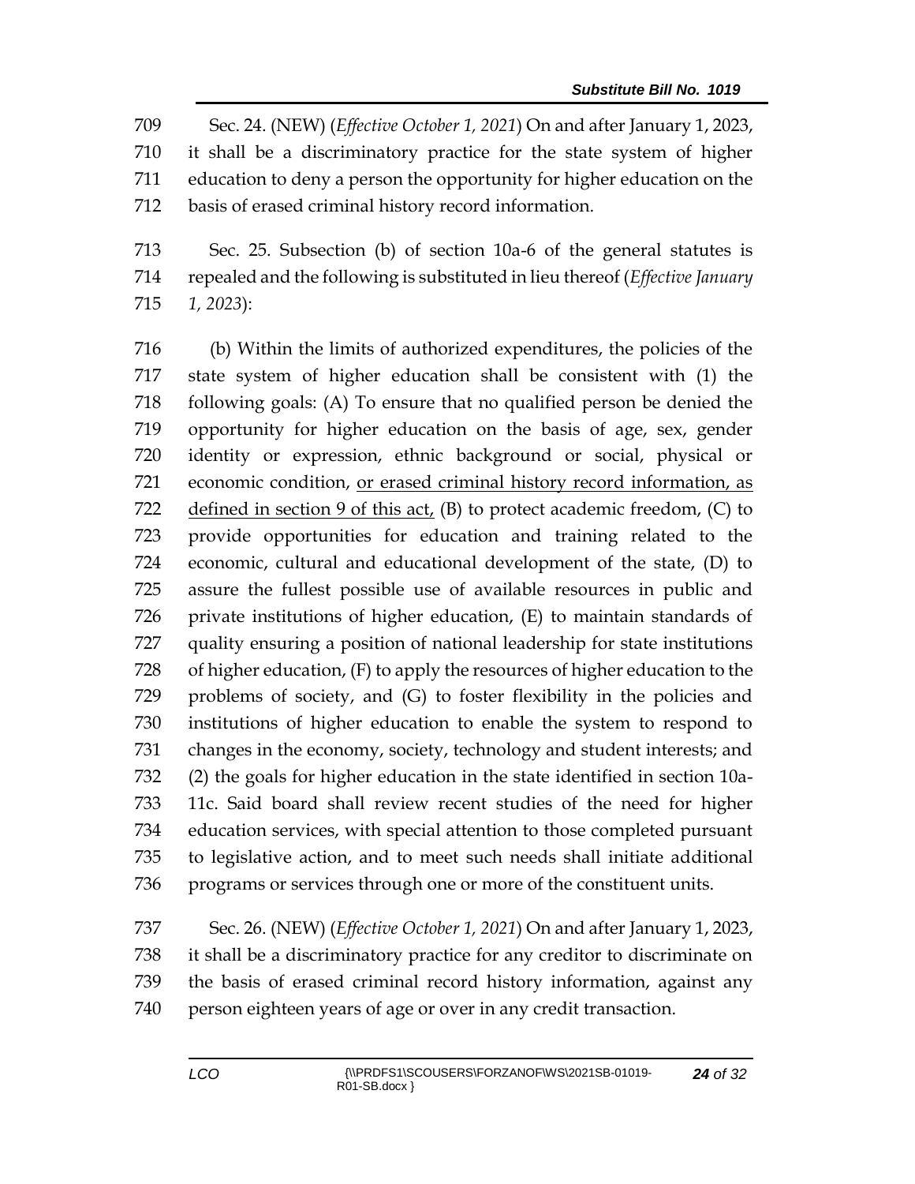709 Sec. 24. (NEW) (*Effective October 1, 2021*) On and after January 1, 2023,
710 it shall be a discriminatory practice for the state system of higher
711 education to deny a person the opportunity for higher education on the
712 basis of erased criminal history record information.

713 Sec. 25. Subsection (b) of section 10a-6 of the general statutes is
714 repealed and the following is substituted in lieu thereof (*Effective January*
715 *1, 2023*):

716 (b) Within the limits of authorized expenditures, the policies of the
717 state system of higher education shall be consistent with (1) the
718 following goals: (A) To ensure that no qualified person be denied the
719 opportunity for higher education on the basis of age, sex, gender
720 identity or expression, ethnic background or social, physical or
721 economic condition, <u>or erased criminal history record information, as</u>
722 <u>defined in section 9 of this act,</u> (B) to protect academic freedom, (C) to
723 provide opportunities for education and training related to the
724 economic, cultural and educational development of the state, (D) to
725 assure the fullest possible use of available resources in public and
726 private institutions of higher education, (E) to maintain standards of
727 quality ensuring a position of national leadership for state institutions
728 of higher education, (F) to apply the resources of higher education to the
729 problems of society, and (G) to foster flexibility in the policies and
730 institutions of higher education to enable the system to respond to
731 changes in the economy, society, technology and student interests; and
732 (2) the goals for higher education in the state identified in section 10a-
733 11c. Said board shall review recent studies of the need for higher
734 education services, with special attention to those completed pursuant
735 to legislative action, and to meet such needs shall initiate additional
736 programs or services through one or more of the constituent units.

737 Sec. 26. (NEW) (*Effective October 1, 2021*) On and after January 1, 2023,
738 it shall be a discriminatory practice for any creditor to discriminate on
739 the basis of erased criminal record history information, against any
740 person eighteen years of age or over in any credit transaction.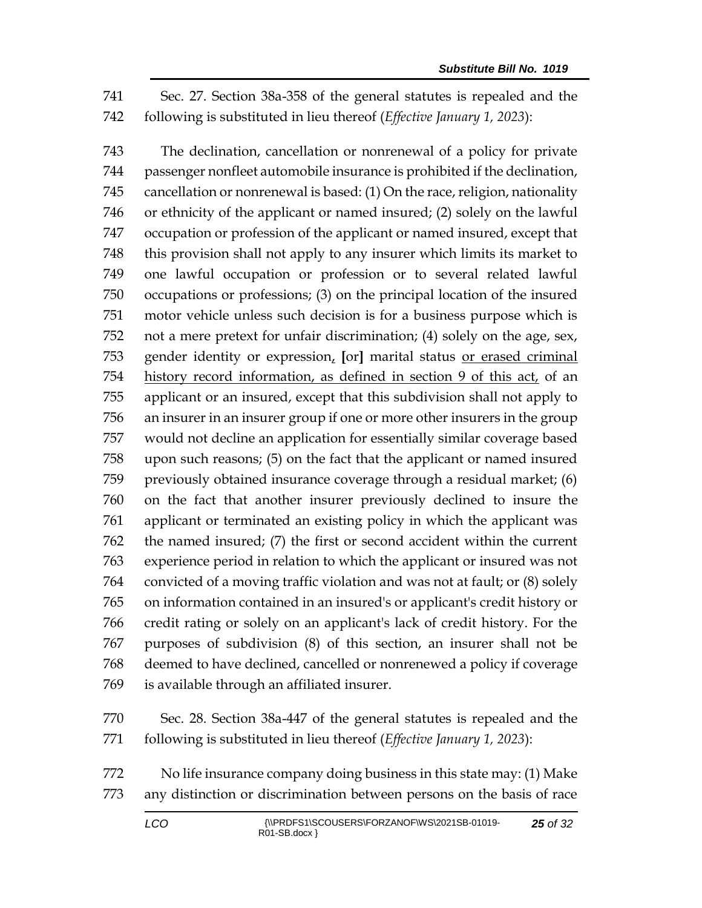Sec. 27. Section 38a-358 of the general statutes is repealed and the following is substituted in lieu thereof (*Effective January 1, 2023*):

The declination, cancellation or nonrenewal of a policy for private passenger nonfleet automobile insurance is prohibited if the declination, cancellation or nonrenewal is based: (1) On the race, religion, nationality or ethnicity of the applicant or named insured; (2) solely on the lawful occupation or profession of the applicant or named insured, except that this provision shall not apply to any insurer which limits its market to one lawful occupation or profession or to several related lawful occupations or professions; (3) on the principal location of the insured motor vehicle unless such decision is for a business purpose which is not a mere pretext for unfair discrimination; (4) solely on the age, sex, gender identity or expression, **[**or**]** marital status or erased criminal history record information, as defined in section 9 of this act, of an applicant or an insured, except that this subdivision shall not apply to an insurer in an insurer group if one or more other insurers in the group would not decline an application for essentially similar coverage based upon such reasons; (5) on the fact that the applicant or named insured previously obtained insurance coverage through a residual market; (6) on the fact that another insurer previously declined to insure the applicant or terminated an existing policy in which the applicant was the named insured; (7) the first or second accident within the current experience period in relation to which the applicant or insured was not convicted of a moving traffic violation and was not at fault; or (8) solely on information contained in an insured's or applicant's credit history or credit rating or solely on an applicant's lack of credit history. For the purposes of subdivision (8) of this section, an insurer shall not be deemed to have declined, cancelled or nonrenewed a policy if coverage is available through an affiliated insurer.

Sec. 28. Section 38a-447 of the general statutes is repealed and the following is substituted in lieu thereof (*Effective January 1, 2023*):

No life insurance company doing business in this state may: (1) Make any distinction or discrimination between persons on the basis of race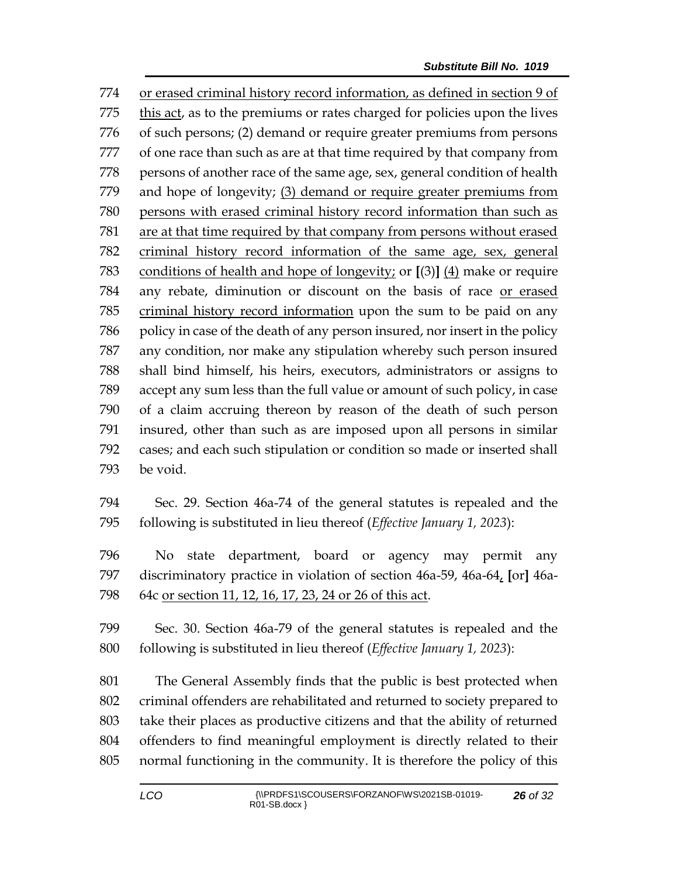or erased criminal history record information, as defined in section 9 of this act, as to the premiums or rates charged for policies upon the lives of such persons; (2) demand or require greater premiums from persons of one race than such as are at that time required by that company from persons of another race of the same age, sex, general condition of health and hope of longevity; (3) demand or require greater premiums from persons with erased criminal history record information than such as are at that time required by that company from persons without erased criminal history record information of the same age, sex, general conditions of health and hope of longevity; or [(3)] (4) make or require any rebate, diminution or discount on the basis of race or erased criminal history record information upon the sum to be paid on any policy in case of the death of any person insured, nor insert in the policy any condition, nor make any stipulation whereby such person insured shall bind himself, his heirs, executors, administrators or assigns to accept any sum less than the full value or amount of such policy, in case of a claim accruing thereon by reason of the death of such person insured, other than such as are imposed upon all persons in similar cases; and each such stipulation or condition so made or inserted shall be void.

Sec. 29. Section 46a-74 of the general statutes is repealed and the following is substituted in lieu thereof (*Effective January 1, 2023*):

No state department, board or agency may permit any discriminatory practice in violation of section 46a-59, 46a-64, [or] 46a-64c or section 11, 12, 16, 17, 23, 24 or 26 of this act.

Sec. 30. Section 46a-79 of the general statutes is repealed and the following is substituted in lieu thereof (*Effective January 1, 2023*):

The General Assembly finds that the public is best protected when criminal offenders are rehabilitated and returned to society prepared to take their places as productive citizens and that the ability of returned offenders to find meaningful employment is directly related to their normal functioning in the community. It is therefore the policy of this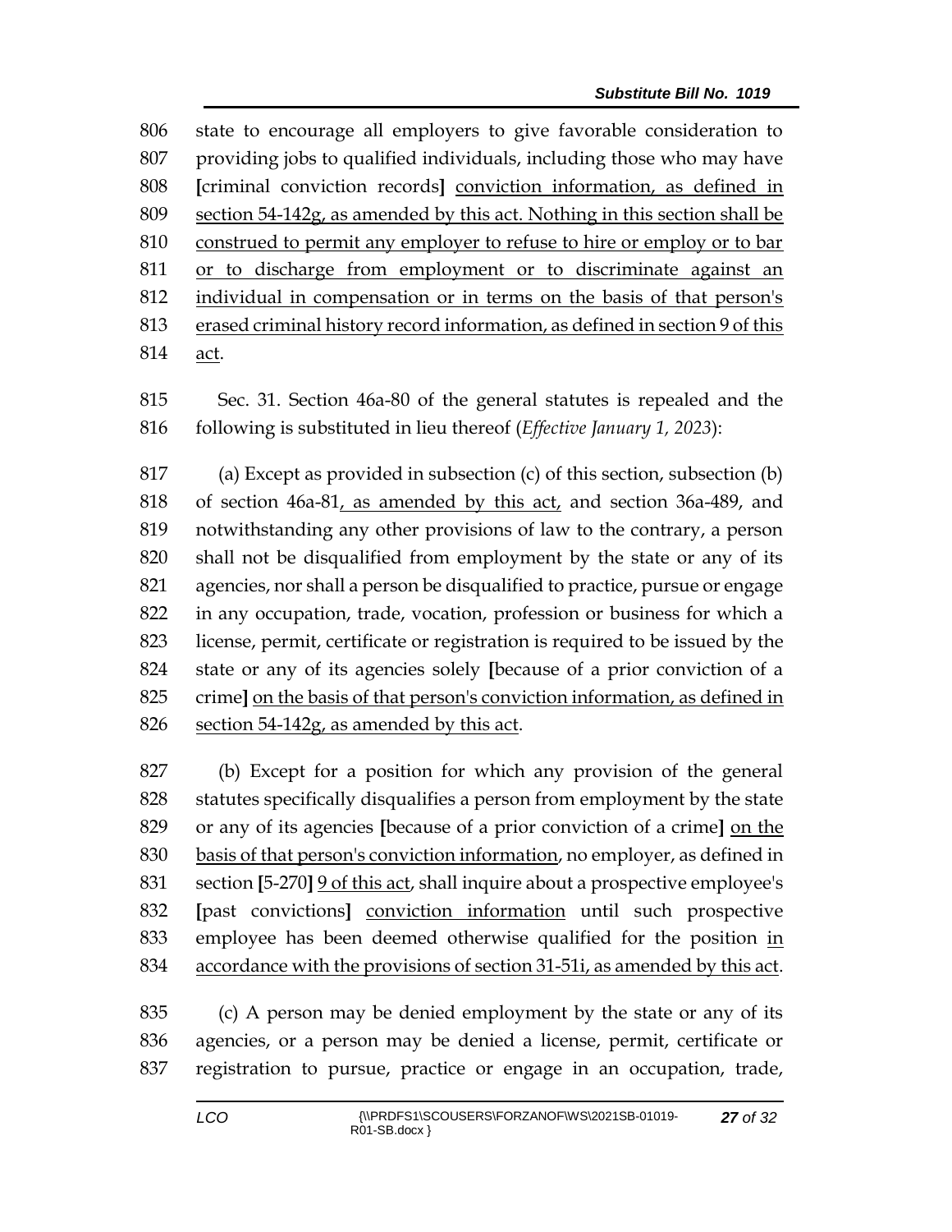806 state to encourage all employers to give favorable consideration to
807 providing jobs to qualified individuals, including those who may have
808 [criminal conviction records] <u>conviction information, as defined in</u>
809 <u>section 54-142g, as amended by this act. Nothing in this section shall be</u>
810 <u>construed to permit any employer to refuse to hire or employ or to bar</u>
811 <u>or to discharge from employment or to discriminate against an</u>
812 <u>individual in compensation or in terms on the basis of that person's</u>
813 <u>erased criminal history record information, as defined in section 9 of this</u>
814 <u>act</u>.

815 Sec. 31. Section 46a-80 of the general statutes is repealed and the
816 following is substituted in lieu thereof (*Effective January 1, 2023*):

817 (a) Except as provided in subsection (c) of this section, subsection (b)
818 of section 46a-81<u>, as amended by this act,</u> and section 36a-489, and
819 notwithstanding any other provisions of law to the contrary, a person
820 shall not be disqualified from employment by the state or any of its
821 agencies, nor shall a person be disqualified to practice, pursue or engage
822 in any occupation, trade, vocation, profession or business for which a
823 license, permit, certificate or registration is required to be issued by the
824 state or any of its agencies solely [because of a prior conviction of a
825 crime] <u>on the basis of that person's conviction information, as defined in</u>
826 <u>section 54-142g, as amended by this act</u>.

827 (b) Except for a position for which any provision of the general
828 statutes specifically disqualifies a person from employment by the state
829 or any of its agencies [because of a prior conviction of a crime] <u>on the</u>
830 <u>basis of that person's conviction information</u>, no employer, as defined in
831 section [5-270] <u>9 of this act</u>, shall inquire about a prospective employee's
832 [past convictions] <u>conviction information</u> until such prospective
833 employee has been deemed otherwise qualified for the position <u>in</u>
834 <u>accordance with the provisions of section 31-51i, as amended by this act</u>.

835 (c) A person may be denied employment by the state or any of its
836 agencies, or a person may be denied a license, permit, certificate or
837 registration to pursue, practice or engage in an occupation, trade,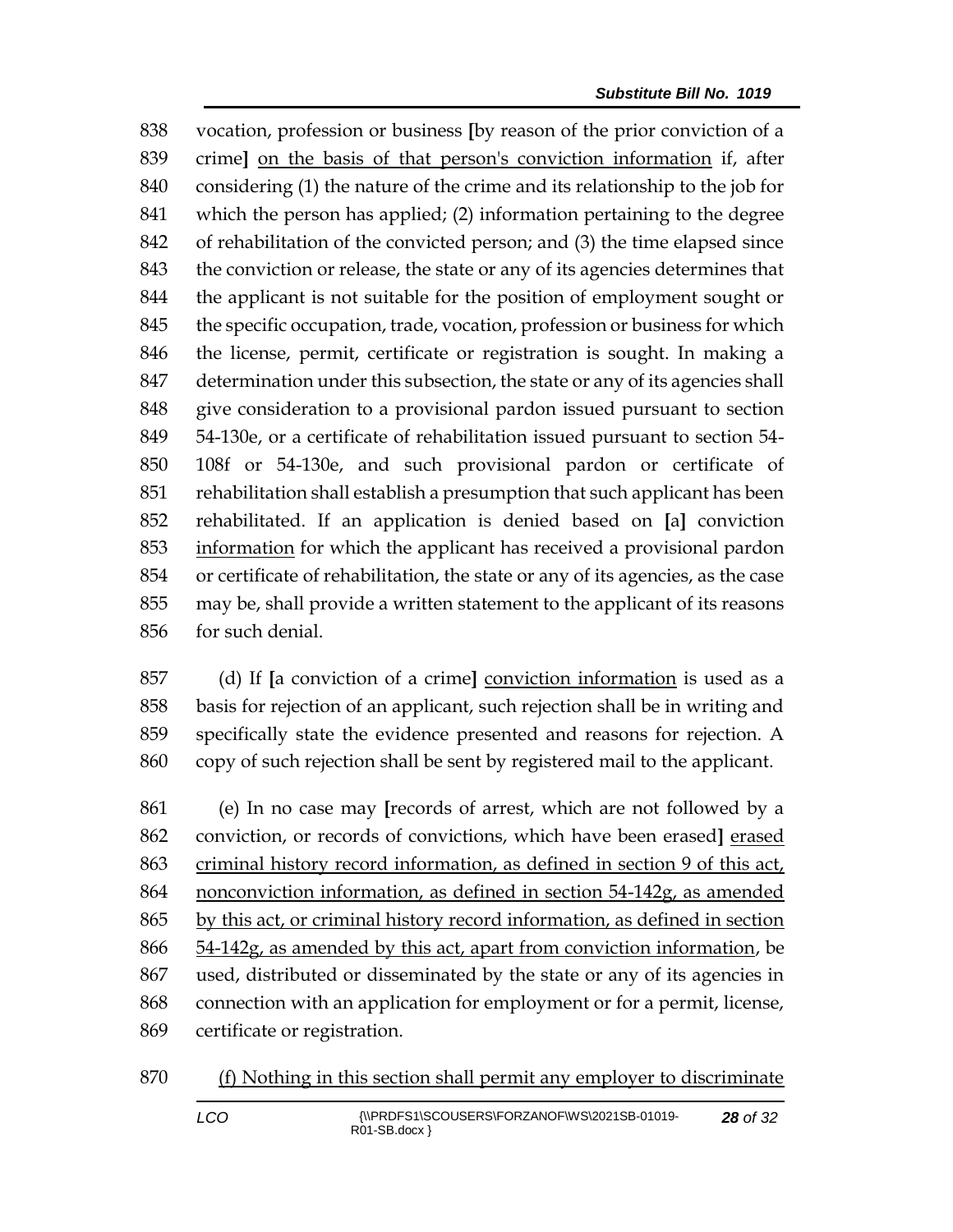vocation, profession or business [by reason of the prior conviction of a crime] <u>on the basis of that person's conviction information</u> if, after considering (1) the nature of the crime and its relationship to the job for which the person has applied; (2) information pertaining to the degree of rehabilitation of the convicted person; and (3) the time elapsed since the conviction or release, the state or any of its agencies determines that the applicant is not suitable for the position of employment sought or the specific occupation, trade, vocation, profession or business for which the license, permit, certificate or registration is sought. In making a determination under this subsection, the state or any of its agencies shall give consideration to a provisional pardon issued pursuant to section 54-130e, or a certificate of rehabilitation issued pursuant to section 54-108f or 54-130e, and such provisional pardon or certificate of rehabilitation shall establish a presumption that such applicant has been rehabilitated. If an application is denied based on [a] conviction <u>information</u> for which the applicant has received a provisional pardon or certificate of rehabilitation, the state or any of its agencies, as the case may be, shall provide a written statement to the applicant of its reasons for such denial.

(d) If [a conviction of a crime] <u>conviction information</u> is used as a basis for rejection of an applicant, such rejection shall be in writing and specifically state the evidence presented and reasons for rejection. A copy of such rejection shall be sent by registered mail to the applicant.

(e) In no case may [records of arrest, which are not followed by a conviction, or records of convictions, which have been erased] <u>erased criminal history record information, as defined in section 9 of this act, nonconviction information, as defined in section 54-142g, as amended by this act, or criminal history record information, as defined in section 54-142g, as amended by this act, apart from conviction information</u>, be used, distributed or disseminated by the state or any of its agencies in connection with an application for employment or for a permit, license, certificate or registration.

<u>(f) Nothing in this section shall permit any employer to discriminate</u>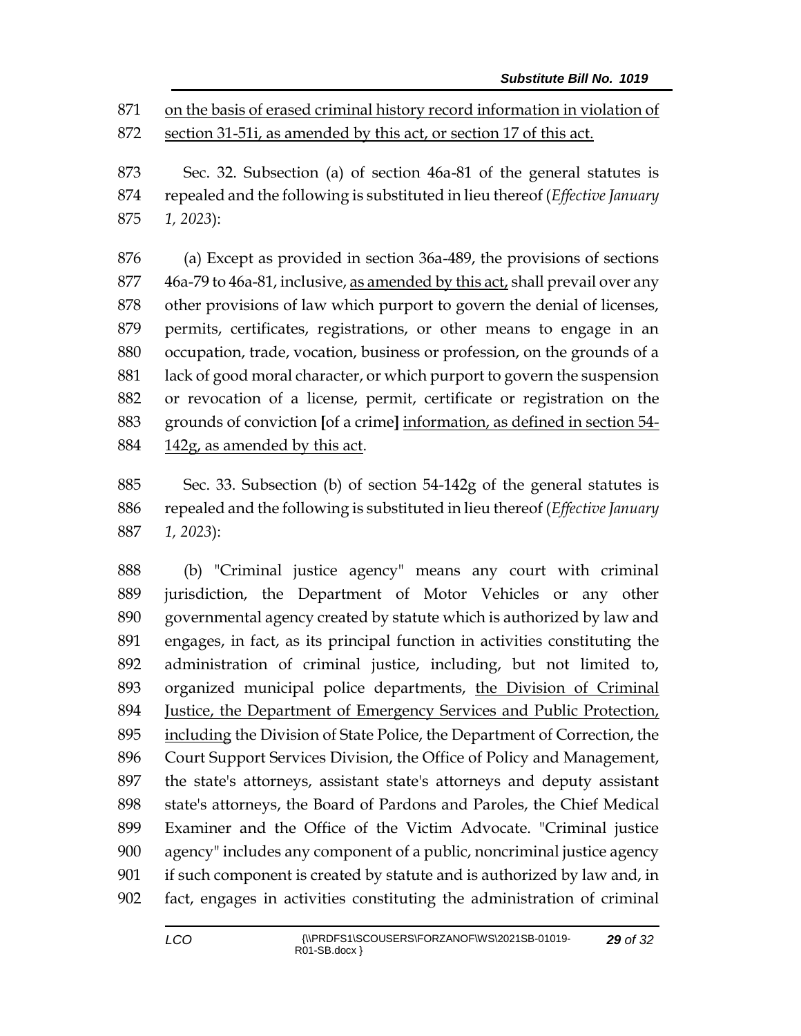871 <u>on the basis of erased criminal history record information in violation of</u>
872 <u>section 31-51i, as amended by this act, or section 17 of this act.</u>

873 Sec. 32. Subsection (a) of section 46a-81 of the general statutes is
874 repealed and the following is substituted in lieu thereof (*Effective January*
875 *1, 2023*):

876 (a) Except as provided in section 36a-489, the provisions of sections
877 46a-79 to 46a-81, inclusive, <u>as amended by this act,</u> shall prevail over any
878 other provisions of law which purport to govern the denial of licenses,
879 permits, certificates, registrations, or other means to engage in an
880 occupation, trade, vocation, business or profession, on the grounds of a
881 lack of good moral character, or which purport to govern the suspension
882 or revocation of a license, permit, certificate or registration on the
883 grounds of conviction **[**of a crime**]** <u>information, as defined in section 54-</u>
884 <u>142g, as amended by this act</u>.

885 Sec. 33. Subsection (b) of section 54-142g of the general statutes is
886 repealed and the following is substituted in lieu thereof (*Effective January*
887 *1, 2023*):

888 (b) "Criminal justice agency" means any court with criminal
889 jurisdiction, the Department of Motor Vehicles or any other
890 governmental agency created by statute which is authorized by law and
891 engages, in fact, as its principal function in activities constituting the
892 administration of criminal justice, including, but not limited to,
893 organized municipal police departments, <u>the Division of Criminal</u>
894 <u>Justice, the Department of Emergency Services and Public Protection,</u>
895 <u>including</u> the Division of State Police, the Department of Correction, the
896 Court Support Services Division, the Office of Policy and Management,
897 the state's attorneys, assistant state's attorneys and deputy assistant
898 state's attorneys, the Board of Pardons and Paroles, the Chief Medical
899 Examiner and the Office of the Victim Advocate. "Criminal justice
900 agency" includes any component of a public, noncriminal justice agency
901 if such component is created by statute and is authorized by law and, in
902 fact, engages in activities constituting the administration of criminal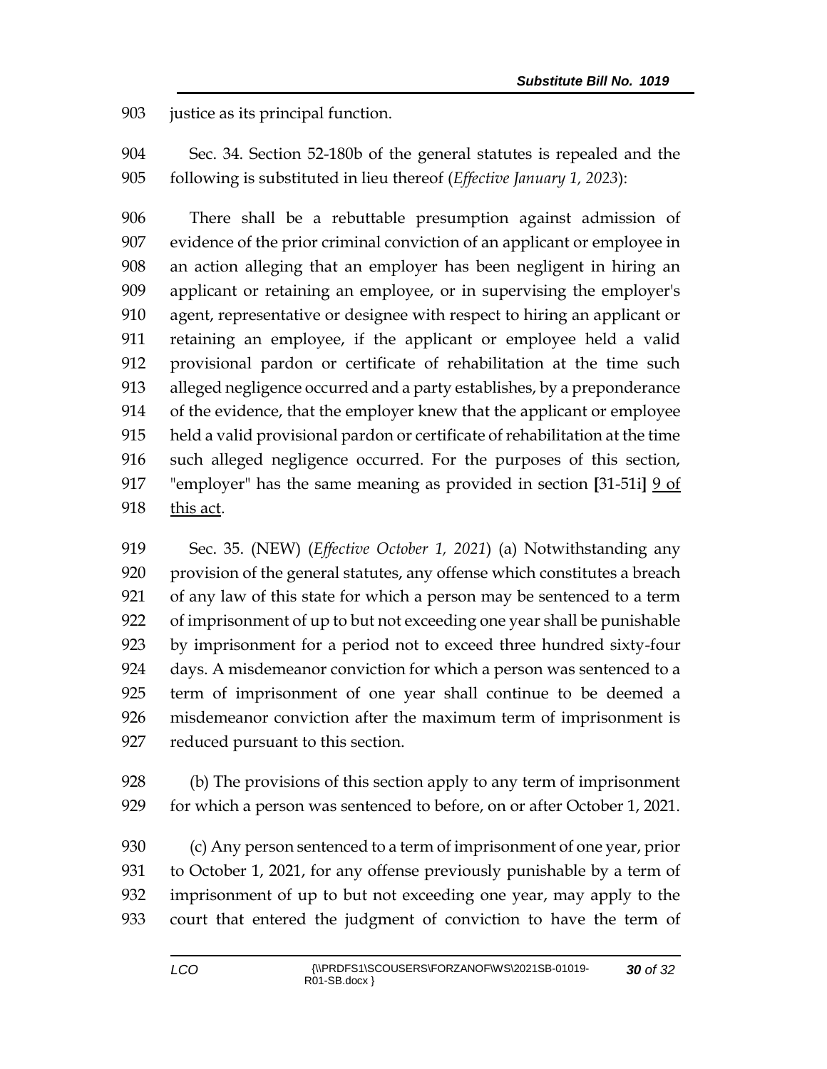903 justice as its principal function.

904 Sec. 34. Section 52-180b of the general statutes is repealed and the
905 following is substituted in lieu thereof (*Effective January 1, 2023*):

906 There shall be a rebuttable presumption against admission of
907 evidence of the prior criminal conviction of an applicant or employee in
908 an action alleging that an employer has been negligent in hiring an
909 applicant or retaining an employee, or in supervising the employer's
910 agent, representative or designee with respect to hiring an applicant or
911 retaining an employee, if the applicant or employee held a valid
912 provisional pardon or certificate of rehabilitation at the time such
913 alleged negligence occurred and a party establishes, by a preponderance
914 of the evidence, that the employer knew that the applicant or employee
915 held a valid provisional pardon or certificate of rehabilitation at the time
916 such alleged negligence occurred. For the purposes of this section,
917 "employer" has the same meaning as provided in section **[**31-51i**]** <u>9 of</u>
918 <u>this act</u>.

919 Sec. 35. (NEW) (*Effective October 1, 2021*) (a) Notwithstanding any
920 provision of the general statutes, any offense which constitutes a breach
921 of any law of this state for which a person may be sentenced to a term
922 of imprisonment of up to but not exceeding one year shall be punishable
923 by imprisonment for a period not to exceed three hundred sixty-four
924 days. A misdemeanor conviction for which a person was sentenced to a
925 term of imprisonment of one year shall continue to be deemed a
926 misdemeanor conviction after the maximum term of imprisonment is
927 reduced pursuant to this section.

928 (b) The provisions of this section apply to any term of imprisonment
929 for which a person was sentenced to before, on or after October 1, 2021.

930 (c) Any person sentenced to a term of imprisonment of one year, prior
931 to October 1, 2021, for any offense previously punishable by a term of
932 imprisonment of up to but not exceeding one year, may apply to the
933 court that entered the judgment of conviction to have the term of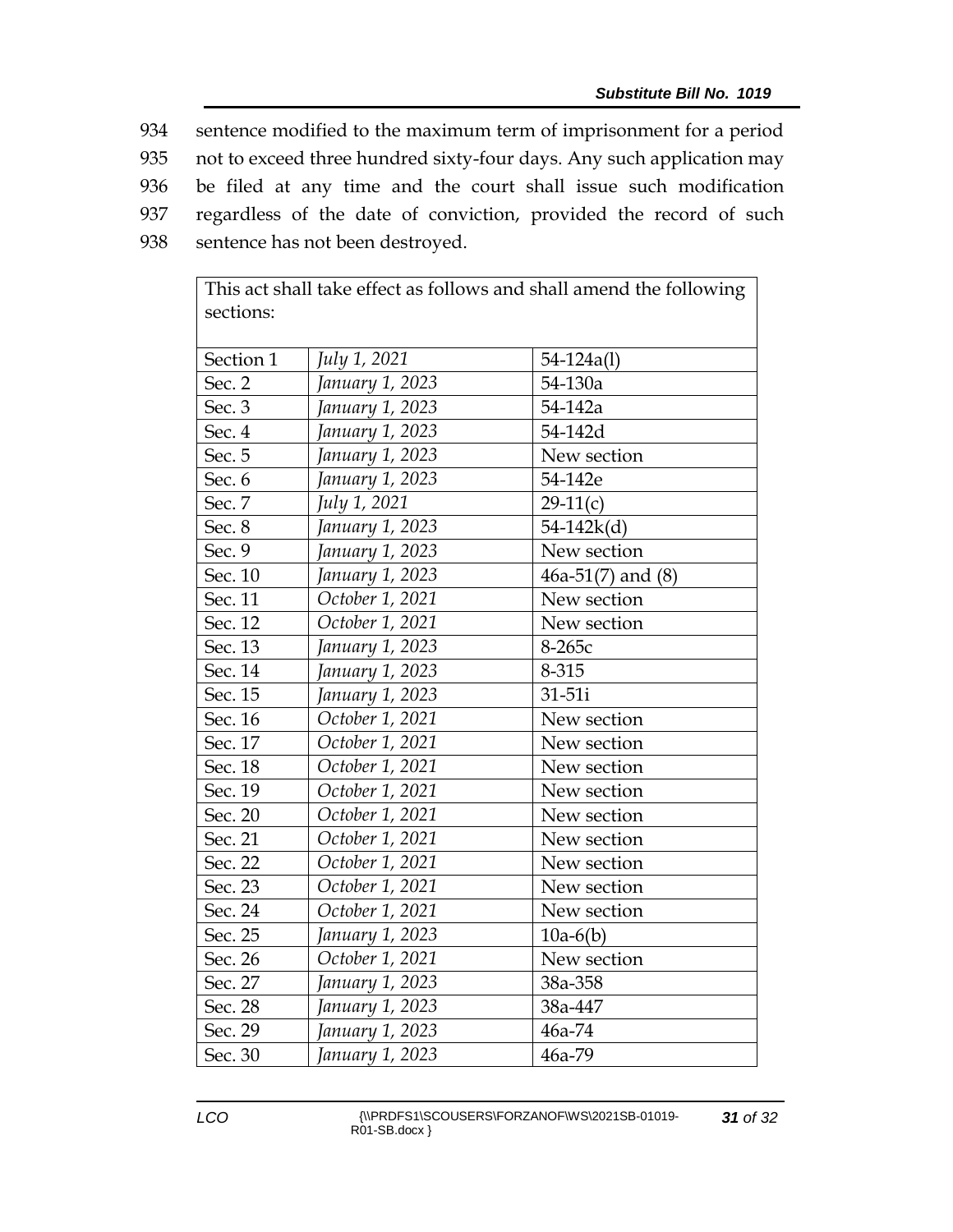934 sentence modified to the maximum term of imprisonment for a period
935 not to exceed three hundred sixty-four days. Any such application may
936 be filed at any time and the court shall issue such modification
937 regardless of the date of conviction, provided the record of such
938 sentence has not been destroyed.

| This act shall take effect as follows and shall amend the following sections: | | |
|---|---|---|
| Section 1 | *July 1, 2021* | 54-124a(l) |
| Sec. 2 | *January 1, 2023* | 54-130a |
| Sec. 3 | *January 1, 2023* | 54-142a |
| Sec. 4 | *January 1, 2023* | 54-142d |
| Sec. 5 | *January 1, 2023* | New section |
| Sec. 6 | *January 1, 2023* | 54-142e |
| Sec. 7 | *July 1, 2021* | 29-11(c) |
| Sec. 8 | *January 1, 2023* | 54-142k(d) |
| Sec. 9 | *January 1, 2023* | New section |
| Sec. 10 | *January 1, 2023* | 46a-51(7) and (8) |
| Sec. 11 | *October 1, 2021* | New section |
| Sec. 12 | *October 1, 2021* | New section |
| Sec. 13 | *January 1, 2023* | 8-265c |
| Sec. 14 | *January 1, 2023* | 8-315 |
| Sec. 15 | *January 1, 2023* | 31-51i |
| Sec. 16 | *October 1, 2021* | New section |
| Sec. 17 | *October 1, 2021* | New section |
| Sec. 18 | *October 1, 2021* | New section |
| Sec. 19 | *October 1, 2021* | New section |
| Sec. 20 | *October 1, 2021* | New section |
| Sec. 21 | *October 1, 2021* | New section |
| Sec. 22 | *October 1, 2021* | New section |
| Sec. 23 | *October 1, 2021* | New section |
| Sec. 24 | *October 1, 2021* | New section |
| Sec. 25 | *January 1, 2023* | 10a-6(b) |
| Sec. 26 | *October 1, 2021* | New section |
| Sec. 27 | *January 1, 2023* | 38a-358 |
| Sec. 28 | *January 1, 2023* | 38a-447 |
| Sec. 29 | *January 1, 2023* | 46a-74 |
| Sec. 30 | *January 1, 2023* | 46a-79 |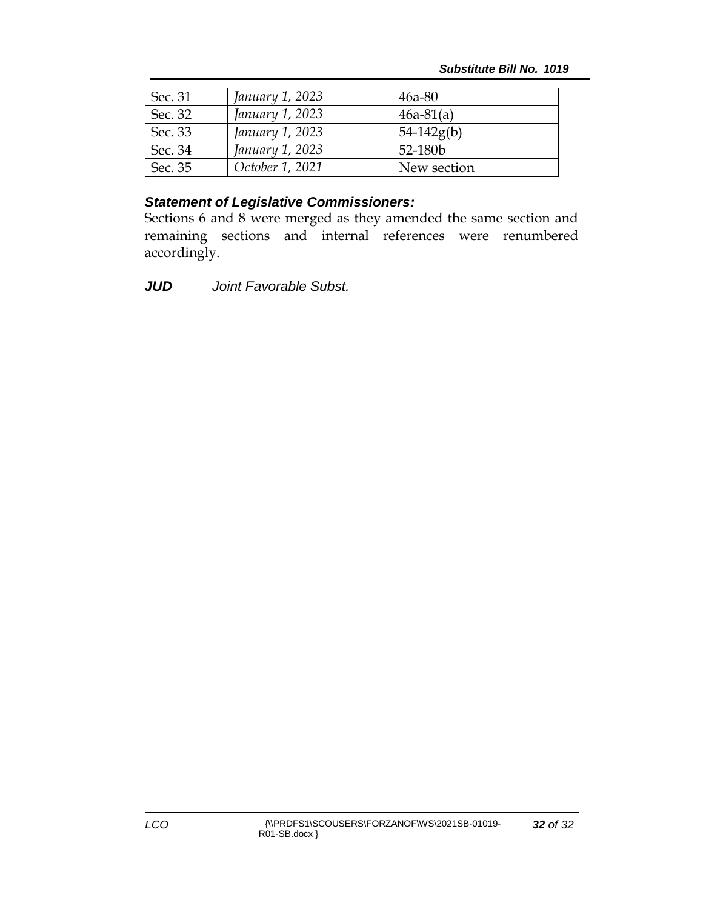| | | |
|---|---|---|
| Sec. 31 | *January 1, 2023* | 46a-80 |
| Sec. 32 | *January 1, 2023* | 46a-81(a) |
| Sec. 33 | *January 1, 2023* | 54-142g(b) |
| Sec. 34 | *January 1, 2023* | 52-180b |
| Sec. 35 | *October 1, 2021* | New section |

### *Statement of Legislative Commissioners:*

Sections 6 and 8 were merged as they amended the same section and remaining sections and internal references were renumbered accordingly.

***JUD*** *Joint Favorable Subst.*